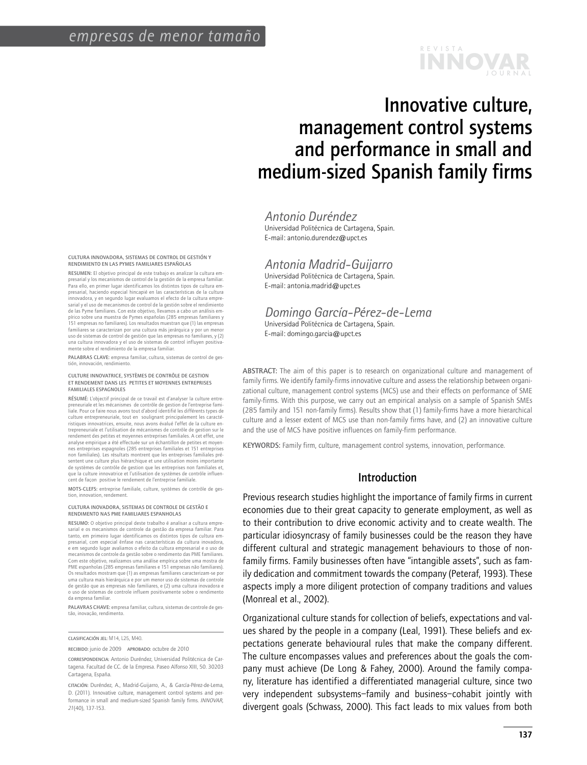# Innovative culture, management control systems and performance in small and medium-sized Spanish family firms

*Antonio Duréndez*
Universidad Politécnica de Cartagena, Spain.
E-mail: antonio.durendez@upct.es

*Antonia Madrid-Guijarro*
Universidad Politécnica de Cartagena, Spain.
E-mail: antonia.madrid@upct.es

*Domingo García-Pérez-de-Lema*
Universidad Politécnica de Cartagena, Spain.
E-mail: domingo.garcia@upct.es

CULTURA INNOVADORA, SISTEMAS DE CONTROL DE GESTIÓN Y RENDIMIENTO EN LAS PYMES FAMILIARES ESPAÑOLAS

RESUMEN: El objetivo principal de este trabajo es analizar la cultura empresarial y los mecanismos de control de la gestión de la empresa familiar. Para ello, en primer lugar identificamos los distintos tipos de cultura empresarial, haciendo especial hincapié en las características de la cultura innovadora, y en segundo lugar evaluamos el efecto de la cultura empresarial y el uso de mecanismos de control de la gestión sobre el rendimiento de las Pyme familiares. Con este objetivo, llevamos a cabo un análisis empírico sobre una muestra de Pymes españolas (285 empresas familiares y 151 empresas no familiares). Los resultados muestran que (1) las empresas familiares se caracterizan por una cultura más jerárquica y por un menor uso de sistemas de control de gestión que las empresas no familiares, y (2) una cultura innovadora y el uso de sistemas de control influyen positivamente sobre el rendimiento de la empresa familiar.

PALABRAS CLAVE: empresa familiar, cultura, sistemas de control de gestión, innovación, rendimiento.

CULTURE INNOVATRICE, SYSTÈMES DE CONTRÔLE DE GESTION ET RENDEMENT DANS LES PETITES ET MOYENNES ENTREPRISES FAMILIALES ESPAGNOLES

RÉSUMÉ: L'objectif principal de ce travail est d'analyser la culture entrepreneuriale et les mécanismes de contrôle de gestion de l'entreprise familiale. Pour ce faire nous avons tout d'abord identifié les différents types de culture entrepreneuriale, tout en soulignant principalement les caractéristiques innovatrices, ensuite, nous avons évalué l'effet de la culture entrepreneuriale et l'utilisation de mécanismes de contrôle de gestion sur le rendement des petites et moyennes entreprises familiales. A cet effet, une analyse empirique a été effectuée sur un échantillon de petites et moyennes entreprises espagnoles (285 entreprises familiales et 151 entreprises non familiales). Les résultats montrent que les entreprises familiales présentent une culture plus hiérarchique et une utilisation moins importante de systèmes de contrôle de gestion que les entreprises non familiales et, que la culture innovatrice et l'utilisation de systèmes de contrôle influencent de façon positive le rendement de l'entreprise familiale.

MOTS-CLEFS: entreprise familiale, culture, systèmes de contrôle de gestion, innovation, rendement.

CULTURA INOVADORA, SISTEMAS DE CONTROLE DE GESTÃO E RENDIMENTO NAS PME FAMILIARES ESPANHOLAS

RESUMO: O objetivo principal deste trabalho é analisar a cultura empresarial e os mecanismos de controle da gestão da empresa familiar. Para tanto, em primeiro lugar identificamos os distintos tipos de cultura empresarial, com especial ênfase nas características da cultura inovadora, e em segundo lugar avaliamos o efeito da cultura empresarial e o uso de mecanismos de controle da gestão sobre o rendimento das PME familiares. Com este objetivo, realizamos uma análise empírica sobre uma mostra de PME espanholas (285 empresas familiares e 151 empresas não familiares). Os resultados mostram que (1) as empresas familiares caracterizam-se por uma cultura mais hierárquica e por um menor uso de sistemas de controle de gestão que as empresas não familiares, e (2) uma cultura inovadora e o uso de sistemas de controle influem positivamente sobre o rendimento da empresa familiar.

PALAVRAS CHAVE: empresa familiar, cultura, sistemas de controle de gestão, inovação, rendimento.

CLASIFICACIÓN JEL: M14, L25, M40.

RECIBIDO: junio de 2009 APROBADO: octubre de 2010

CORRESPONDENCIA: Antonio Duréndez, Universidad Politécnica de Cartagena. Facultad de CC. de la Empresa. Paseo Alfonso XIII, 50. 30203 Cartagena, España.

CITACIÓN: Duréndez, A., Madrid-Guijarro, A., & García-Pérez-de-Lema, D. (2011). Innovative culture, management control systems and performance in small and medium-sized Spanish family firms. *INNOVAR, 21*(40), 137-153.

**ABSTRACT:** The aim of this paper is to research on organizational culture and management of family firms. We identify family-firms innovative culture and assess the relationship between organizational culture, management control systems (MCS) use and their effects on performance of SME family-firms. With this purpose, we carry out an empirical analysis on a sample of Spanish SMEs (285 family and 151 non-family firms). Results show that (1) family-firms have a more hierarchical culture and a lesser extent of MCS use than non-family firms have, and (2) an innovative culture and the use of MCS have positive influences on family-firm performance.

**KEYWORDS:** Family firm, culture, management control systems, innovation, performance.

## Introduction

Previous research studies highlight the importance of family firms in current economies due to their great capacity to generate employment, as well as to their contribution to drive economic activity and to create wealth. The particular idiosyncrasy of family businesses could be the reason they have different cultural and strategic management behaviours to those of non-family firms. Family businesses often have "intangible assets", such as family dedication and commitment towards the company (Peteraf, 1993). These aspects imply a more diligent protection of company traditions and values (Monreal et al., 2002).

Organizational culture stands for collection of beliefs, expectations and values shared by the people in a company (Leal, 1991). These beliefs and expectations generate behavioural rules that make the company different. The culture encompasses values and preferences about the goals the company must achieve (De Long & Fahey, 2000). Around the family company, literature has identified a differentiated managerial culture, since two very independent subsystems–family and business–cohabit jointly with divergent goals (Schwass, 2000). This fact leads to mix values from both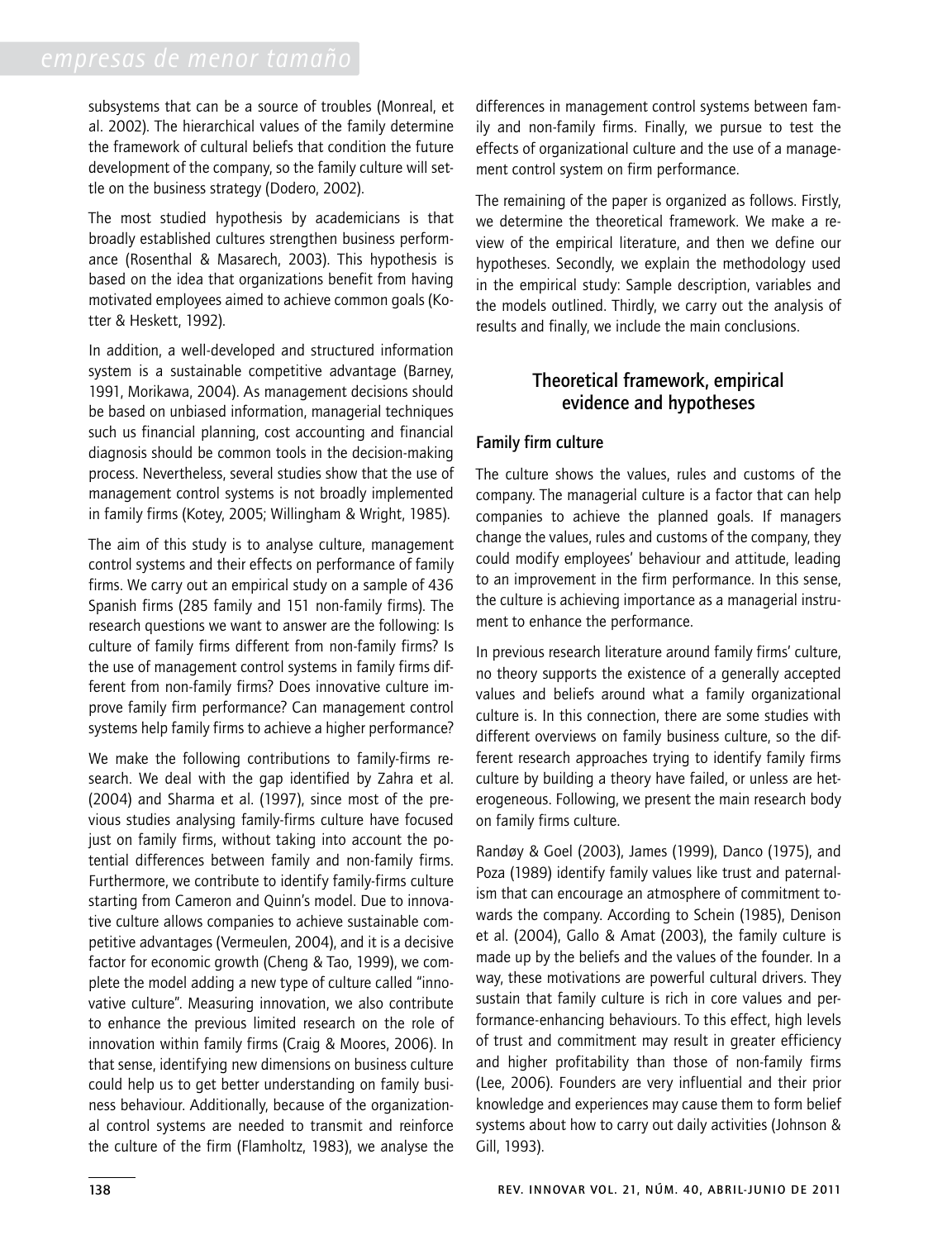subsystems that can be a source of troubles (Monreal, et al. 2002). The hierarchical values of the family determine the framework of cultural beliefs that condition the future development of the company, so the family culture will settle on the business strategy (Dodero, 2002).

The most studied hypothesis by academicians is that broadly established cultures strengthen business performance (Rosenthal & Masarech, 2003). This hypothesis is based on the idea that organizations benefit from having motivated employees aimed to achieve common goals (Kotter & Heskett, 1992).

In addition, a well-developed and structured information system is a sustainable competitive advantage (Barney, 1991, Morikawa, 2004). As management decisions should be based on unbiased information, managerial techniques such us financial planning, cost accounting and financial diagnosis should be common tools in the decision-making process. Nevertheless, several studies show that the use of management control systems is not broadly implemented in family firms (Kotey, 2005; Willingham & Wright, 1985).

The aim of this study is to analyse culture, management control systems and their effects on performance of family firms. We carry out an empirical study on a sample of 436 Spanish firms (285 family and 151 non-family firms). The research questions we want to answer are the following: Is culture of family firms different from non-family firms? Is the use of management control systems in family firms different from non-family firms? Does innovative culture improve family firm performance? Can management control systems help family firms to achieve a higher performance?

We make the following contributions to family-firms research. We deal with the gap identified by Zahra et al. (2004) and Sharma et al. (1997), since most of the previous studies analysing family-firms culture have focused just on family firms, without taking into account the potential differences between family and non-family firms. Furthermore, we contribute to identify family-firms culture starting from Cameron and Quinn's model. Due to innovative culture allows companies to achieve sustainable competitive advantages (Vermeulen, 2004), and it is a decisive factor for economic growth (Cheng & Tao, 1999), we complete the model adding a new type of culture called "innovative culture". Measuring innovation, we also contribute to enhance the previous limited research on the role of innovation within family firms (Craig & Moores, 2006). In that sense, identifying new dimensions on business culture could help us to get better understanding on family business behaviour. Additionally, because of the organizational control systems are needed to transmit and reinforce the culture of the firm (Flamholtz, 1983), we analyse the differences in management control systems between family and non-family firms. Finally, we pursue to test the effects of organizational culture and the use of a management control system on firm performance.

The remaining of the paper is organized as follows. Firstly, we determine the theoretical framework. We make a review of the empirical literature, and then we define our hypotheses. Secondly, we explain the methodology used in the empirical study: Sample description, variables and the models outlined. Thirdly, we carry out the analysis of results and finally, we include the main conclusions.

## Theoretical framework, empirical evidence and hypotheses

### Family firm culture

The culture shows the values, rules and customs of the company. The managerial culture is a factor that can help companies to achieve the planned goals. If managers change the values, rules and customs of the company, they could modify employees' behaviour and attitude, leading to an improvement in the firm performance. In this sense, the culture is achieving importance as a managerial instrument to enhance the performance.

In previous research literature around family firms' culture, no theory supports the existence of a generally accepted values and beliefs around what a family organizational culture is. In this connection, there are some studies with different overviews on family business culture, so the different research approaches trying to identify family firms culture by building a theory have failed, or unless are heterogeneous. Following, we present the main research body on family firms culture.

Randøy & Goel (2003), James (1999), Danco (1975), and Poza (1989) identify family values like trust and paternalism that can encourage an atmosphere of commitment towards the company. According to Schein (1985), Denison et al. (2004), Gallo & Amat (2003), the family culture is made up by the beliefs and the values of the founder. In a way, these motivations are powerful cultural drivers. They sustain that family culture is rich in core values and performance-enhancing behaviours. To this effect, high levels of trust and commitment may result in greater efficiency and higher profitability than those of non-family firms (Lee, 2006). Founders are very influential and their prior knowledge and experiences may cause them to form belief systems about how to carry out daily activities (Johnson & Gill, 1993).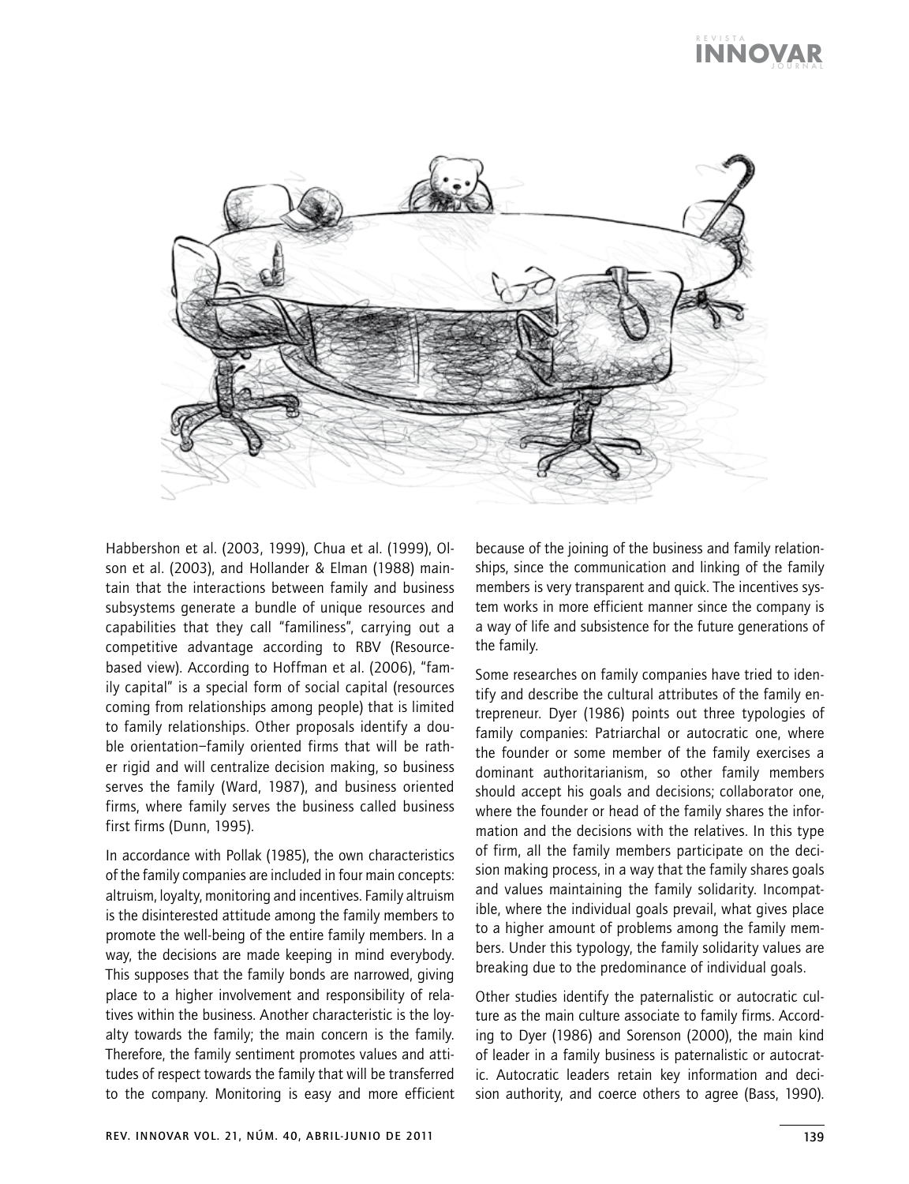Habbershon et al. (2003, 1999), Chua et al. (1999), Olson et al. (2003), and Hollander & Elman (1988) maintain that the interactions between family and business subsystems generate a bundle of unique resources and capabilities that they call "familiness", carrying out a competitive advantage according to RBV (Resource-based view). According to Hoffman et al. (2006), "family capital" is a special form of social capital (resources coming from relationships among people) that is limited to family relationships. Other proposals identify a double orientation–family oriented firms that will be rather rigid and will centralize decision making, so business serves the family (Ward, 1987), and business oriented firms, where family serves the business called business first firms (Dunn, 1995).

In accordance with Pollak (1985), the own characteristics of the family companies are included in four main concepts: altruism, loyalty, monitoring and incentives. Family altruism is the disinterested attitude among the family members to promote the well-being of the entire family members. In a way, the decisions are made keeping in mind everybody. This supposes that the family bonds are narrowed, giving place to a higher involvement and responsibility of relatives within the business. Another characteristic is the loyalty towards the family; the main concern is the family. Therefore, the family sentiment promotes values and attitudes of respect towards the family that will be transferred to the company. Monitoring is easy and more efficient because of the joining of the business and family relationships, since the communication and linking of the family members is very transparent and quick. The incentives system works in more efficient manner since the company is a way of life and subsistence for the future generations of the family.

Some researches on family companies have tried to identify and describe the cultural attributes of the family entrepreneur. Dyer (1986) points out three typologies of family companies: Patriarchal or autocratic one, where the founder or some member of the family exercises a dominant authoritarianism, so other family members should accept his goals and decisions; collaborator one, where the founder or head of the family shares the information and the decisions with the relatives. In this type of firm, all the family members participate on the decision making process, in a way that the family shares goals and values maintaining the family solidarity. Incompatible, where the individual goals prevail, what gives place to a higher amount of problems among the family members. Under this typology, the family solidarity values are breaking due to the predominance of individual goals.

Other studies identify the paternalistic or autocratic culture as the main culture associate to family firms. According to Dyer (1986) and Sorenson (2000), the main kind of leader in a family business is paternalistic or autocratic. Autocratic leaders retain key information and decision authority, and coerce others to agree (Bass, 1990).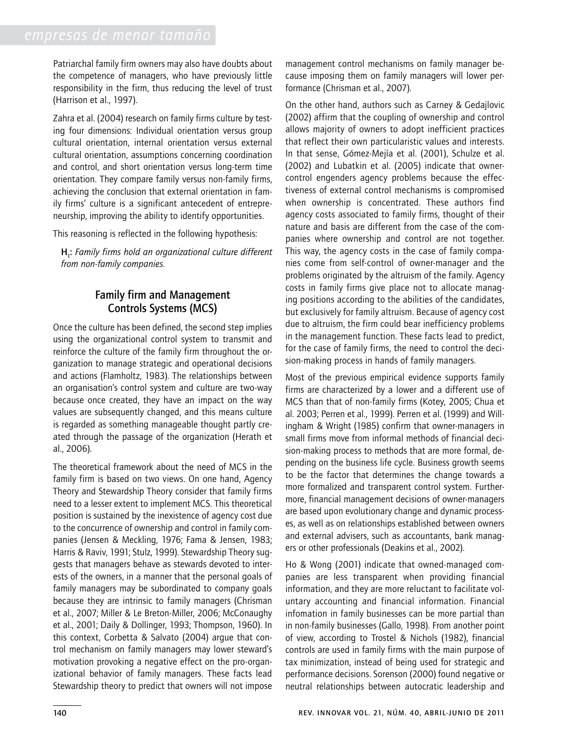Patriarchal family firm owners may also have doubts about the competence of managers, who have previously little responsibility in the firm, thus reducing the level of trust (Harrison et al., 1997).

Zahra et al. (2004) research on family firms culture by testing four dimensions: Individual orientation versus group cultural orientation, internal orientation versus external cultural orientation, assumptions concerning coordination and control, and short orientation versus long-term time orientation. They compare family versus non-family firms, achieving the conclusion that external orientation in family firms' culture is a significant antecedent of entrepreneurship, improving the ability to identify opportunities.

This reasoning is reflected in the following hypothesis:

> $H_1$: *Family firms hold an organizational culture different from non-family companies.*

## Family firm and Management Controls Systems (MCS)

Once the culture has been defined, the second step implies using the organizational control system to transmit and reinforce the culture of the family firm throughout the organization to manage strategic and operational decisions and actions (Flamholtz, 1983). The relationships between an organisation's control system and culture are two-way because once created, they have an impact on the way values are subsequently changed, and this means culture is regarded as something manageable thought partly created through the passage of the organization (Herath et al., 2006).

The theoretical framework about the need of MCS in the family firm is based on two views. On one hand, Agency Theory and Stewardship Theory consider that family firms need to a lesser extent to implement MCS. This theoretical position is sustained by the inexistence of agency cost due to the concurrence of ownership and control in family companies (Jensen & Meckling, 1976; Fama & Jensen, 1983; Harris & Raviv, 1991; Stulz, 1999). Stewardship Theory suggests that managers behave as stewards devoted to interests of the owners, in a manner that the personal goals of family managers may be subordinated to company goals because they are intrinsic to family managers (Chrisman et al., 2007; Miller & Le Breton-Miller, 2006; McConaughy et al., 2001; Daily & Dollinger, 1993; Thompson, 1960). In this context, Corbetta & Salvato (2004) argue that control mechanism on family managers may lower steward's motivation provoking a negative effect on the pro-organizational behavior of family managers. These facts lead Stewardship theory to predict that owners will not impose management control mechanisms on family manager because imposing them on family managers will lower performance (Chrisman et al., 2007).

On the other hand, authors such as Carney & Gedajlovic (2002) affirm that the coupling of ownership and control allows majority of owners to adopt inefficient practices that reflect their own particularistic values and interests. In that sense, Gómez-Mejía et al. (2001), Schulze et al. (2002) and Lubatkin et al. (2005) indicate that owner-control engenders agency problems because the effectiveness of external control mechanisms is compromised when ownership is concentrated. These authors find agency costs associated to family firms, thought of their nature and basis are different from the case of the companies where ownership and control are not together. This way, the agency costs in the case of family companies come from self-control of owner-manager and the problems originated by the altruism of the family. Agency costs in family firms give place not to allocate managing positions according to the abilities of the candidates, but exclusively for family altruism. Because of agency cost due to altruism, the firm could bear inefficiency problems in the management function. These facts lead to predict, for the case of family firms, the need to control the decision-making process in hands of family managers.

Most of the previous empirical evidence supports family firms are characterized by a lower and a different use of MCS than that of non-family firms (Kotey, 2005; Chua et al. 2003; Perren et al., 1999). Perren et al. (1999) and Willingham & Wright (1985) confirm that owner-managers in small firms move from informal methods of financial decision-making process to methods that are more formal, depending on the business life cycle. Business growth seems to be the factor that determines the change towards a more formalized and transparent control system. Furthermore, financial management decisions of owner-managers are based upon evolutionary change and dynamic processes, as well as on relationships established between owners and external advisers, such as accountants, bank managers or other professionals (Deakins et al., 2002).

Ho & Wong (2001) indicate that owned-managed companies are less transparent when providing financial information, and they are more reluctant to facilitate voluntary accounting and financial information. Financial infomation in family businesses can be more partial than in non-family businesses (Gallo, 1998). From another point of view, according to Trostel & Nichols (1982), financial controls are used in family firms with the main purpose of tax minimization, instead of being used for strategic and performance decisions. Sorenson (2000) found negative or neutral relationships between autocratic leadership and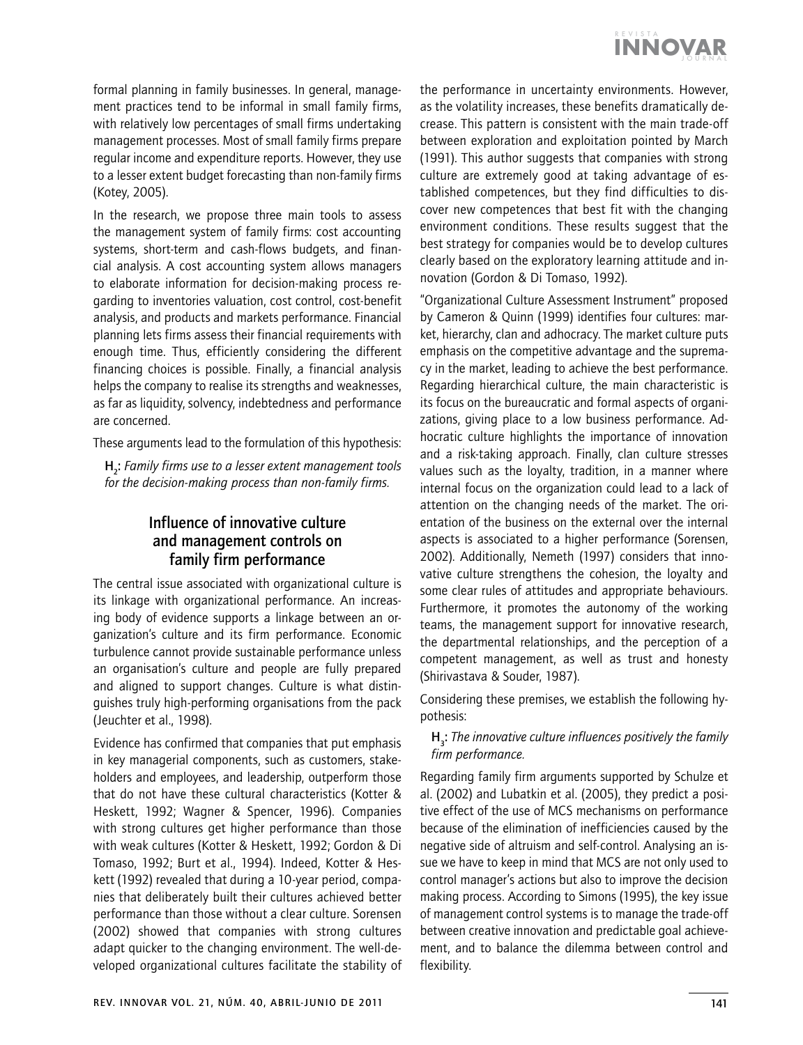formal planning in family businesses. In general, management practices tend to be informal in small family firms, with relatively low percentages of small firms undertaking management processes. Most of small family firms prepare regular income and expenditure reports. However, they use to a lesser extent budget forecasting than non-family firms (Kotey, 2005).

In the research, we propose three main tools to assess the management system of family firms: cost accounting systems, short-term and cash-flows budgets, and financial analysis. A cost accounting system allows managers to elaborate information for decision-making process regarding to inventories valuation, cost control, cost-benefit analysis, and products and markets performance. Financial planning lets firms assess their financial requirements with enough time. Thus, efficiently considering the different financing choices is possible. Finally, a financial analysis helps the company to realise its strengths and weaknesses, as far as liquidity, solvency, indebtedness and performance are concerned.

These arguments lead to the formulation of this hypothesis:

$H_2$: *Family firms use to a lesser extent management tools for the decision-making process than non-family firms.*

## Influence of innovative culture and management controls on family firm performance

The central issue associated with organizational culture is its linkage with organizational performance. An increasing body of evidence supports a linkage between an organization's culture and its firm performance. Economic turbulence cannot provide sustainable performance unless an organisation's culture and people are fully prepared and aligned to support changes. Culture is what distinguishes truly high-performing organisations from the pack (Jeuchter et al., 1998).

Evidence has confirmed that companies that put emphasis in key managerial components, such as customers, stakeholders and employees, and leadership, outperform those that do not have these cultural characteristics (Kotter & Heskett, 1992; Wagner & Spencer, 1996). Companies with strong cultures get higher performance than those with weak cultures (Kotter & Heskett, 1992; Gordon & Di Tomaso, 1992; Burt et al., 1994). Indeed, Kotter & Heskett (1992) revealed that during a 10-year period, companies that deliberately built their cultures achieved better performance than those without a clear culture. Sorensen (2002) showed that companies with strong cultures adapt quicker to the changing environment. The well-developed organizational cultures facilitate the stability of the performance in uncertainty environments. However, as the volatility increases, these benefits dramatically decrease. This pattern is consistent with the main trade-off between exploration and exploitation pointed by March (1991). This author suggests that companies with strong culture are extremely good at taking advantage of established competences, but they find difficulties to discover new competences that best fit with the changing environment conditions. These results suggest that the best strategy for companies would be to develop cultures clearly based on the exploratory learning attitude and innovation (Gordon & Di Tomaso, 1992).

"Organizational Culture Assessment Instrument" proposed by Cameron & Quinn (1999) identifies four cultures: market, hierarchy, clan and adhocracy. The market culture puts emphasis on the competitive advantage and the supremacy in the market, leading to achieve the best performance. Regarding hierarchical culture, the main characteristic is its focus on the bureaucratic and formal aspects of organizations, giving place to a low business performance. Adhocratic culture highlights the importance of innovation and a risk-taking approach. Finally, clan culture stresses values such as the loyalty, tradition, in a manner where internal focus on the organization could lead to a lack of attention on the changing needs of the market. The orientation of the business on the external over the internal aspects is associated to a higher performance (Sorensen, 2002). Additionally, Nemeth (1997) considers that innovative culture strengthens the cohesion, the loyalty and some clear rules of attitudes and appropriate behaviours. Furthermore, it promotes the autonomy of the working teams, the management support for innovative research, the departmental relationships, and the perception of a competent management, as well as trust and honesty (Shirivastava & Souder, 1987).

Considering these premises, we establish the following hypothesis:

$H_3$: *The innovative culture influences positively the family firm performance.*

Regarding family firm arguments supported by Schulze et al. (2002) and Lubatkin et al. (2005), they predict a positive effect of the use of MCS mechanisms on performance because of the elimination of inefficiencies caused by the negative side of altruism and self-control. Analysing an issue we have to keep in mind that MCS are not only used to control manager's actions but also to improve the decision making process. According to Simons (1995), the key issue of management control systems is to manage the trade-off between creative innovation and predictable goal achievement, and to balance the dilemma between control and flexibility.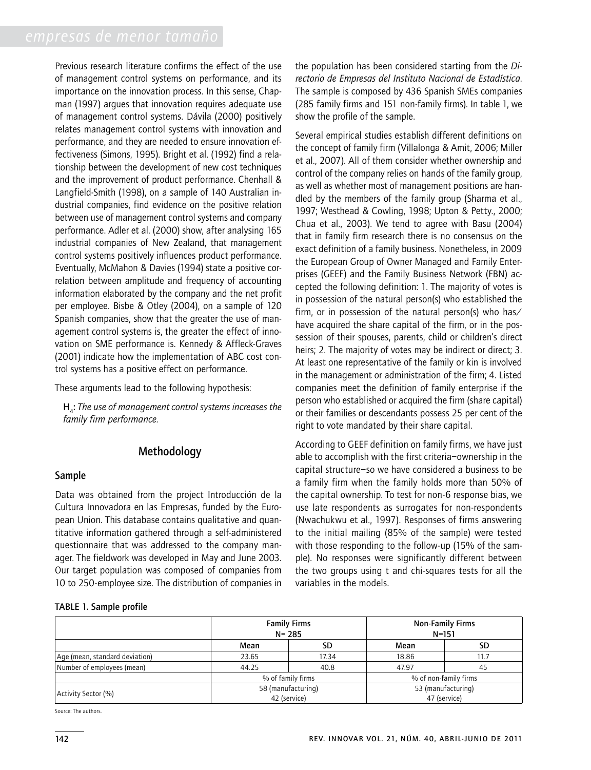Previous research literature confirms the effect of the use of management control systems on performance, and its importance on the innovation process. In this sense, Chapman (1997) argues that innovation requires adequate use of management control systems. Dávila (2000) positively relates management control systems with innovation and performance, and they are needed to ensure innovation effectiveness (Simons, 1995). Bright et al. (1992) find a relationship between the development of new cost techniques and the improvement of product performance. Chenhall & Langfield-Smith (1998), on a sample of 140 Australian industrial companies, find evidence on the positive relation between use of management control systems and company performance. Adler et al. (2000) show, after analysing 165 industrial companies of New Zealand, that management control systems positively influences product performance. Eventually, McMahon & Davies (1994) state a positive correlation between amplitude and frequency of accounting information elaborated by the company and the net profit per employee. Bisbe & Otley (2004), on a sample of 120 Spanish companies, show that the greater the use of management control systems is, the greater the effect of innovation on SME performance is. Kennedy & Affleck-Graves (2001) indicate how the implementation of ABC cost control systems has a positive effect on performance.

These arguments lead to the following hypothesis:

> **$H_4$:** *The use of management control systems increases the family firm performance.*

## Methodology

### Sample

Data was obtained from the project Introducción de la Cultura Innovadora en las Empresas, funded by the European Union. This database contains qualitative and quantitative information gathered through a self-administered questionnaire that was addressed to the company manager. The fieldwork was developed in May and June 2003. Our target population was composed of companies from 10 to 250-employee size. The distribution of companies in the population has been considered starting from the *Directorio de Empresas del Instituto Nacional de Estadística*. The sample is composed by 436 Spanish SMEs companies (285 family firms and 151 non-family firms). In table 1, we show the profile of the sample.

Several empirical studies establish different definitions on the concept of family firm (Villalonga & Amit, 2006; Miller et al., 2007). All of them consider whether ownership and control of the company relies on hands of the family group, as well as whether most of management positions are handled by the members of the family group (Sharma et al., 1997; Westhead & Cowling, 1998; Upton & Petty., 2000; Chua et al., 2003). We tend to agree with Basu (2004) that in family firm research there is no consensus on the exact definition of a family business. Nonetheless, in 2009 the European Group of Owner Managed and Family Enterprises (GEEF) and the Family Business Network (FBN) accepted the following definition: 1. The majority of votes is in possession of the natural person(s) who established the firm, or in possession of the natural person(s) who has/have acquired the share capital of the firm, or in the possession of their spouses, parents, child or children's direct heirs; 2. The majority of votes may be indirect or direct; 3. At least one representative of the family or kin is involved in the management or administration of the firm; 4. Listed companies meet the definition of family enterprise if the person who established or acquired the firm (share capital) or their families or descendants possess 25 per cent of the right to vote mandated by their share capital.

According to GEEF definition on family firms, we have just able to accomplish with the first criteria–ownership in the capital structure–so we have considered a business to be a family firm when the family holds more than 50% of the capital ownership. To test for non-6 response bias, we use late respondents as surrogates for non-respondents (Nwachukwu et al., 1997). Responses of firms answering to the initial mailing (85% of the sample) were tested with those responding to the follow-up (15% of the sample). No responses were significantly different between the two groups using t and chi-squares tests for all the variables in the models.

**TABLE 1. Sample profile**

| | Family Firms N= 285 | | Non-Family Firms N=151 | |
|---|---|---|---|---|
| | Mean | SD | Mean | SD |
| Age (mean, standard deviation) | 23.65 | 17.34 | 18.86 | 11.7 |
| Number of employees (mean) | 44.25 | 40.8 | 47.97 | 45 |
| | % of family firms | | % of non-family firms | |
| Activity Sector (%) | 58 (manufacturing) 42 (service) | | 53 (manufacturing) 47 (service) | |

Source: The authors.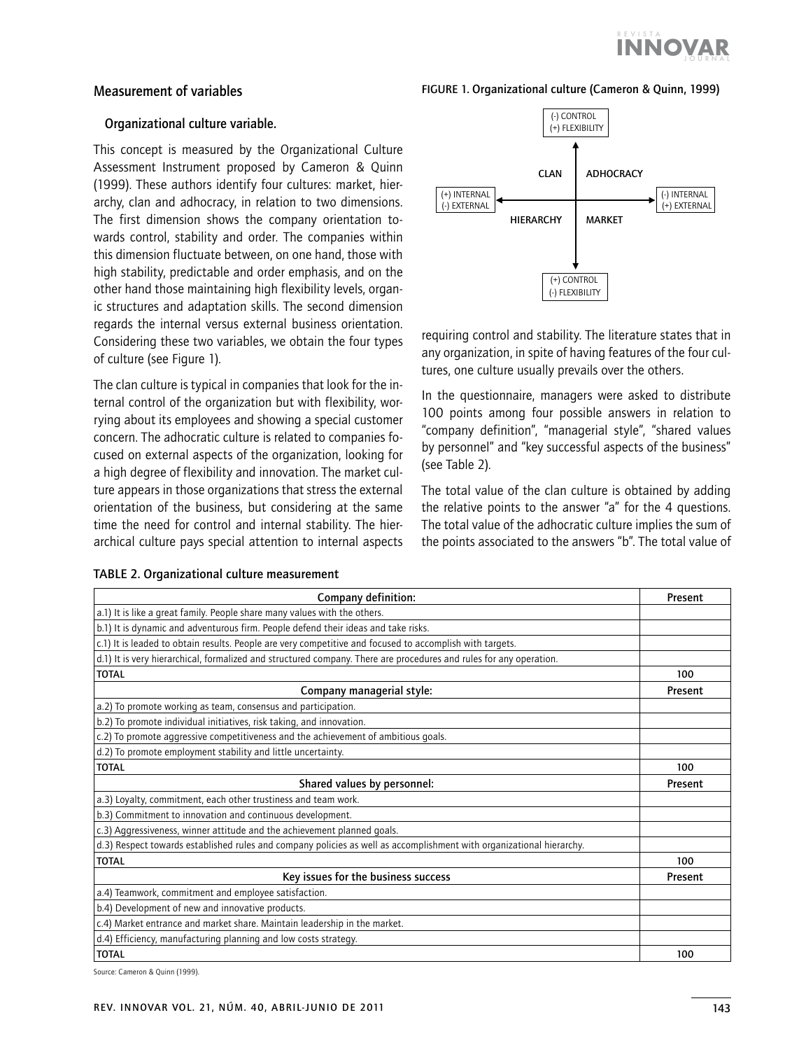## Measurement of variables

### Organizational culture variable.

This concept is measured by the Organizational Culture Assessment Instrument proposed by Cameron & Quinn (1999). These authors identify four cultures: market, hierarchy, clan and adhocracy, in relation to two dimensions. The first dimension shows the company orientation towards control, stability and order. The companies within this dimension fluctuate between, on one hand, those with high stability, predictable and order emphasis, and on the other hand those maintaining high flexibility levels, organic structures and adaptation skills. The second dimension regards the internal versus external business orientation. Considering these two variables, we obtain the four types of culture (see Figure 1).

The clan culture is typical in companies that look for the internal control of the organization but with flexibility, worrying about its employees and showing a special customer concern. The adhocratic culture is related to companies focused on external aspects of the organization, looking for a high degree of flexibility and innovation. The market culture appears in those organizations that stress the external orientation of the business, but considering at the same time the need for control and internal stability. The hierarchical culture pays special attention to internal aspects requiring control and stability. The literature states that in any organization, in spite of having features of the four cultures, one culture usually prevails over the others.

FIGURE 1. Organizational culture (Cameron & Quinn, 1999)

| | (-) CONTROL (+) FLEXIBILITY | |
|---|---|---|
| (+) INTERNAL (-) EXTERNAL | CLAN / ADHOCRACY | (-) INTERNAL (+) EXTERNAL |
| | HIERARCHY / MARKET | |
| | (+) CONTROL (-) FLEXIBILITY | |

In the questionnaire, managers were asked to distribute 100 points among four possible answers in relation to "company definition", "managerial style", "shared values by personnel" and "key successful aspects of the business" (see Table 2).

The total value of the clan culture is obtained by adding the relative points to the answer "a" for the 4 questions. The total value of the adhocratic culture implies the sum of the points associated to the answers "b". The total value of

TABLE 2. Organizational culture measurement

| Company definition: | Present |
|---|---|
| a.1) It is like a great family. People share many values with the others. | |
| b.1) It is dynamic and adventurous firm. People defend their ideas and take risks. | |
| c.1) It is leaded to obtain results. People are very competitive and focused to accomplish with targets. | |
| d.1) It is very hierarchical, formalized and structured company. There are procedures and rules for any operation. | |
| TOTAL | 100 |
| **Company managerial style:** | **Present** |
| a.2) To promote working as team, consensus and participation. | |
| b.2) To promote individual initiatives, risk taking, and innovation. | |
| c.2) To promote aggressive competitiveness and the achievement of ambitious goals. | |
| d.2) To promote employment stability and little uncertainty. | |
| TOTAL | 100 |
| **Shared values by personnel:** | **Present** |
| a.3) Loyalty, commitment, each other trustiness and team work. | |
| b.3) Commitment to innovation and continuous development. | |
| c.3) Aggressiveness, winner attitude and the achievement planned goals. | |
| d.3) Respect towards established rules and company policies as well as accomplishment with organizational hierarchy. | |
| TOTAL | 100 |
| **Key issues for the business success** | **Present** |
| a.4) Teamwork, commitment and employee satisfaction. | |
| b.4) Development of new and innovative products. | |
| c.4) Market entrance and market share. Maintain leadership in the market. | |
| d.4) Efficiency, manufacturing planning and low costs strategy. | |
| TOTAL | 100 |

Source: Cameron & Quinn (1999).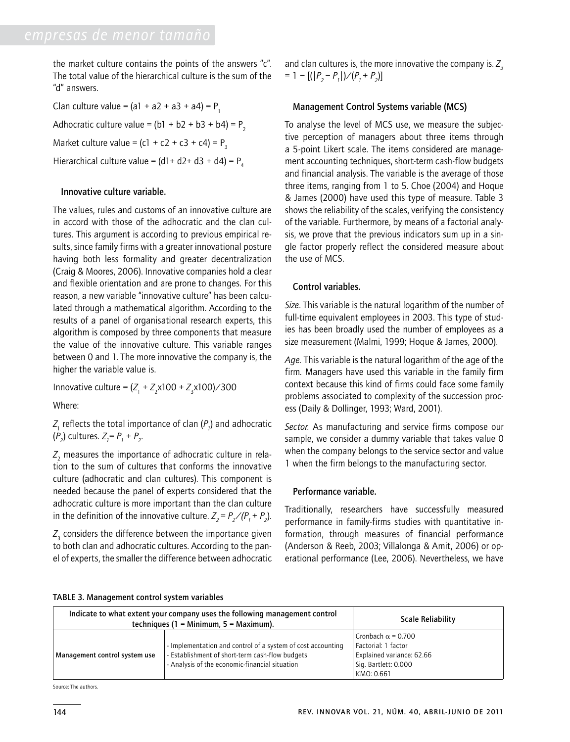the market culture contains the points of the answers "c". The total value of the hierarchical culture is the sum of the "d" answers.

Clan culture value = (a1 + a2 + a3 + a4) = $P_1$

Adhocratic culture value = (b1 + b2 + b3 + b4) = $P_2$

Market culture value = (c1 + c2 + c3 + c4) = $P_3$

Hierarchical culture value = (d1+ d2+ d3 + d4) = $P_4$

### Innovative culture variable.

The values, rules and customs of an innovative culture are in accord with those of the adhocratic and the clan cultures. This argument is according to previous empirical results, since family firms with a greater innovational posture having both less formality and greater decentralization (Craig & Moores, 2006). Innovative companies hold a clear and flexible orientation and are prone to changes. For this reason, a new variable "innovative culture" has been calculated through a mathematical algorithm. According to the results of a panel of organisational research experts, this algorithm is composed by three components that measure the value of the innovative culture. This variable ranges between 0 and 1. The more innovative the company is, the higher the variable value is.

Innovative culture = $(Z_1 + Z_2 x100 + Z_3 x100)/300$

Where:

$Z_1$ reflects the total importance of clan ($P_1$) and adhocratic ($P_2$) cultures. $Z_1 = P_1 + P_2$.

$Z_2$ measures the importance of adhocratic culture in relation to the sum of cultures that conforms the innovative culture (adhocratic and clan cultures). This component is needed because the panel of experts considered that the adhocratic culture is more important than the clan culture in the definition of the innovative culture. $Z_2 = P_2/(P_1 + P_2)$.

$Z_3$ considers the difference between the importance given to both clan and adhocratic cultures. According to the panel of experts, the smaller the difference between adhocratic and clan cultures is, the more innovative the company is. $Z_3 = 1 - [(|P_2 - P_1|)/(P_1 + P_2)]$

### Management Control Systems variable (MCS)

To analyse the level of MCS use, we measure the subjective perception of managers about three items through a 5-point Likert scale. The items considered are management accounting techniques, short-term cash-flow budgets and financial analysis. The variable is the average of those three items, ranging from 1 to 5. Choe (2004) and Hoque & James (2000) have used this type of measure. Table 3 shows the reliability of the scales, verifying the consistency of the variable. Furthermore, by means of a factorial analysis, we prove that the previous indicators sum up in a single factor properly reflect the considered measure about the use of MCS.

### Control variables.

*Size*. This variable is the natural logarithm of the number of full-time equivalent employees in 2003. This type of studies has been broadly used the number of employees as a size measurement (Malmi, 1999; Hoque & James, 2000).

*Age.* This variable is the natural logarithm of the age of the firm. Managers have used this variable in the family firm context because this kind of firms could face some family problems associated to complexity of the succession process (Daily & Dollinger, 1993; Ward, 2001).

*Sector.* As manufacturing and service firms compose our sample, we consider a dummy variable that takes value 0 when the company belongs to the service sector and value 1 when the firm belongs to the manufacturing sector.

### Performance variable.

Traditionally, researchers have successfully measured performance in family-firms studies with quantitative information, through measures of financial performance (Anderson & Reeb, 2003; Villalonga & Amit, 2006) or operational performance (Lee, 2006). Nevertheless, we have

TABLE 3. Management control system variables

| Indicate to what extent your company uses the following management control techniques (1 = Minimum, 5 = Maximum). | | Scale Reliability |
|---|---|---|
| Management control system use | - Implementation and control of a system of cost accounting<br>- Establishment of short-term cash-flow budgets<br>- Analysis of the economic-financial situation | Cronbach $\alpha$ = 0.700<br>Factorial: 1 factor<br>Explained variance: 62.66<br>Sig. Bartlett: 0.000<br>KMO: 0.661 |

Source: The authors.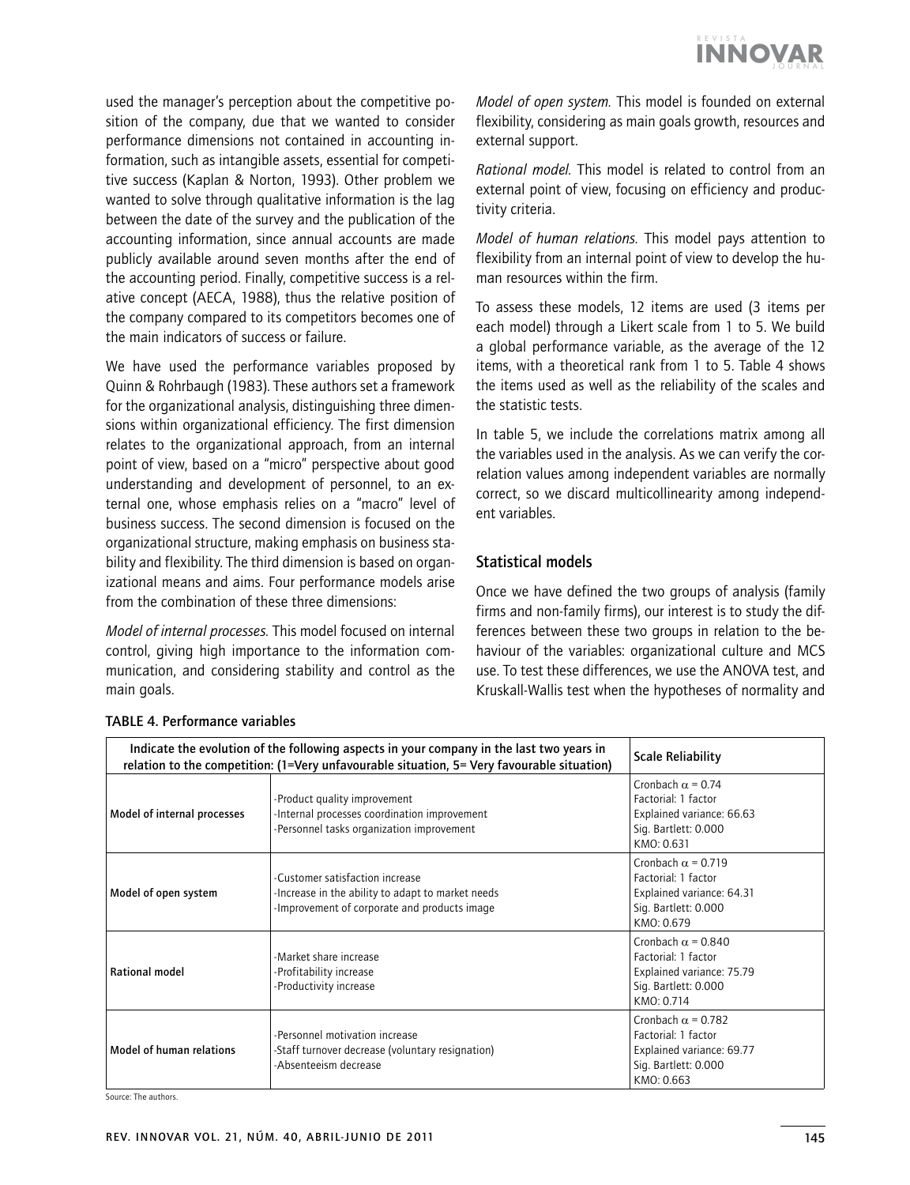used the manager's perception about the competitive position of the company, due that we wanted to consider performance dimensions not contained in accounting information, such as intangible assets, essential for competitive success (Kaplan & Norton, 1993). Other problem we wanted to solve through qualitative information is the lag between the date of the survey and the publication of the accounting information, since annual accounts are made publicly available around seven months after the end of the accounting period. Finally, competitive success is a relative concept (AECA, 1988), thus the relative position of the company compared to its competitors becomes one of the main indicators of success or failure.

We have used the performance variables proposed by Quinn & Rohrbaugh (1983). These authors set a framework for the organizational analysis, distinguishing three dimensions within organizational efficiency. The first dimension relates to the organizational approach, from an internal point of view, based on a "micro" perspective about good understanding and development of personnel, to an external one, whose emphasis relies on a "macro" level of business success. The second dimension is focused on the organizational structure, making emphasis on business stability and flexibility. The third dimension is based on organizational means and aims. Four performance models arise from the combination of these three dimensions:

*Model of internal processes.* This model focused on internal control, giving high importance to the information communication, and considering stability and control as the main goals.

*Model of open system.* This model is founded on external flexibility, considering as main goals growth, resources and external support.

*Rational model.* This model is related to control from an external point of view, focusing on efficiency and productivity criteria.

*Model of human relations.* This model pays attention to flexibility from an internal point of view to develop the human resources within the firm.

To assess these models, 12 items are used (3 items per each model) through a Likert scale from 1 to 5. We build a global performance variable, as the average of the 12 items, with a theoretical rank from 1 to 5. Table 4 shows the items used as well as the reliability of the scales and the statistic tests.

In table 5, we include the correlations matrix among all the variables used in the analysis. As we can verify the correlation values among independent variables are normally correct, so we discard multicollinearity among independent variables.

## Statistical models

Once we have defined the two groups of analysis (family firms and non-family firms), our interest is to study the differences between these two groups in relation to the behaviour of the variables: organizational culture and MCS use. To test these differences, we use the ANOVA test, and Kruskall-Wallis test when the hypotheses of normality and

TABLE 4. Performance variables

| Indicate the evolution of the following aspects in your company in the last two years in relation to the competition: (1=Very unfavourable situation, 5= Very favourable situation) | | Scale Reliability |
|---|---|---|
| Model of internal processes | -Product quality improvement<br>-Internal processes coordination improvement<br>-Personnel tasks organization improvement | Cronbach $\alpha$ = 0.74<br>Factorial: 1 factor<br>Explained variance: 66.63<br>Sig. Bartlett: 0.000<br>KMO: 0.631 |
| Model of open system | -Customer satisfaction increase<br>-Increase in the ability to adapt to market needs<br>-Improvement of corporate and products image | Cronbach $\alpha$ = 0.719<br>Factorial: 1 factor<br>Explained variance: 64.31<br>Sig. Bartlett: 0.000<br>KMO: 0.679 |
| Rational model | -Market share increase<br>-Profitability increase<br>-Productivity increase | Cronbach $\alpha$ = 0.840<br>Factorial: 1 factor<br>Explained variance: 75.79<br>Sig. Bartlett: 0.000<br>KMO: 0.714 |
| Model of human relations | -Personnel motivation increase<br>-Staff turnover decrease (voluntary resignation)<br>-Absenteeism decrease | Cronbach $\alpha$ = 0.782<br>Factorial: 1 factor<br>Explained variance: 69.77<br>Sig. Bartlett: 0.000<br>KMO: 0.663 |

Source: The authors.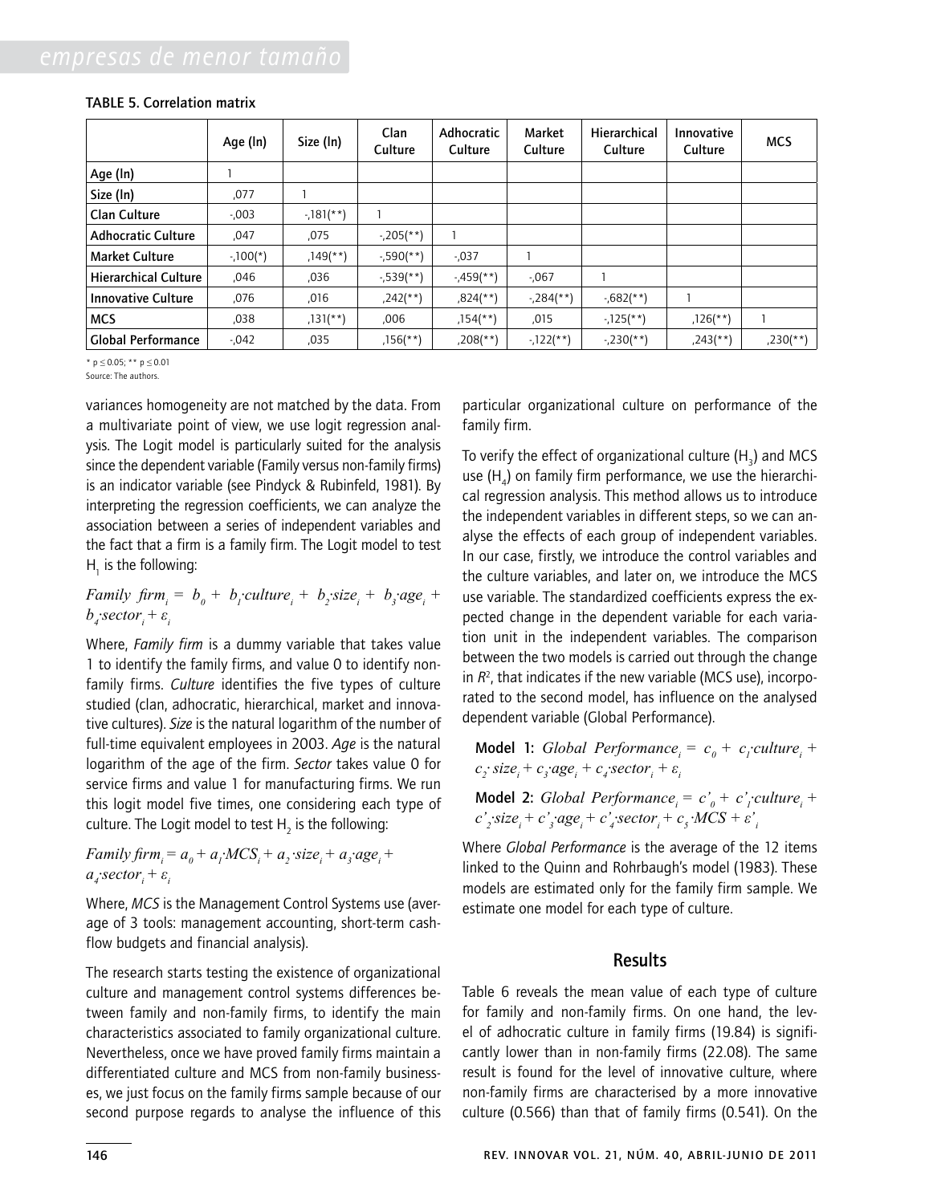TABLE 5. Correlation matrix

| | Age (ln) | Size (ln) | Clan Culture | Adhocratic Culture | Market Culture | Hierarchical Culture | Innovative Culture | MCS |
|---|---|---|---|---|---|---|---|---|
| Age (ln) | 1 | | | | | | | |
| Size (ln) | ,077 | 1 | | | | | | |
| Clan Culture | -,003 | -,181(**) | 1 | | | | | |
| Adhocratic Culture | ,047 | ,075 | -,205(**) | 1 | | | | |
| Market Culture | -,100(*) | ,149(**) | -,590(**) | -,037 | 1 | | | |
| Hierarchical Culture | ,046 | ,036 | -,539(**) | -,459(**) | -,067 | 1 | | |
| Innovative Culture | ,076 | ,016 | ,242(**) | ,824(**) | -,284(**) | -,682(**) | 1 | |
| MCS | ,038 | ,131(**) | ,006 | ,154(**) | ,015 | -,125(**) | ,126(**) | 1 |
| Global Performance | -,042 | ,035 | ,156(**) | ,208(**) | -,122(**) | -,230(**) | ,243(**) | ,230(**) |

* p ≤ 0.05; ** p ≤ 0.01

Source: The authors.

variances homogeneity are not matched by the data. From a multivariate point of view, we use logit regression analysis. The Logit model is particularly suited for the analysis since the dependent variable (Family versus non-family firms) is an indicator variable (see Pindyck & Rubinfeld, 1981). By interpreting the regression coefficients, we can analyze the association between a series of independent variables and the fact that a firm is a family firm. The Logit model to test $H_1$ is the following:

$$Family\ firm_i = b_0 + b_1 \cdot culture_i + b_2 \cdot size_i + b_3 \cdot age_i + b_4 \cdot sector_i + \varepsilon_i$$

Where, *Family firm* is a dummy variable that takes value 1 to identify the family firms, and value 0 to identify non-family firms. *Culture* identifies the five types of culture studied (clan, adhocratic, hierarchical, market and innovative cultures). *Size* is the natural logarithm of the number of full-time equivalent employees in 2003. *Age* is the natural logarithm of the age of the firm. *Sector* takes value 0 for service firms and value 1 for manufacturing firms. We run this logit model five times, one considering each type of culture. The Logit model to test $H_2$ is the following:

$$Family\ firm_i = a_0 + a_1 \cdot MCS_i + a_2 \cdot size_i + a_3 \cdot age_i + a_4 \cdot sector_i + \varepsilon_i$$

Where, *MCS* is the Management Control Systems use (average of 3 tools: management accounting, short-term cash-flow budgets and financial analysis).

The research starts testing the existence of organizational culture and management control systems differences between family and non-family firms, to identify the main characteristics associated to family organizational culture. Nevertheless, once we have proved family firms maintain a differentiated culture and MCS from non-family businesses, we just focus on the family firms sample because of our second purpose regards to analyse the influence of this particular organizational culture on performance of the family firm.

To verify the effect of organizational culture ($H_3$) and MCS use ($H_4$) on family firm performance, we use the hierarchical regression analysis. This method allows us to introduce the independent variables in different steps, so we can analyse the effects of each group of independent variables. In our case, firstly, we introduce the control variables and the culture variables, and later on, we introduce the MCS use variable. The standardized coefficients express the expected change in the dependent variable for each variation unit in the independent variables. The comparison between the two models is carried out through the change in $R^2$, that indicates if the new variable (MCS use), incorporated to the second model, has influence on the analysed dependent variable (Global Performance).

**Model 1:** $Global\ Performance_i = c_0 + c_1 \cdot culture_i + c_2 \cdot size_i + c_3 \cdot age_i + c_4 \cdot sector_i + \varepsilon_i$

**Model 2:** $Global\ Performance_i = c'_0 + c'_1 \cdot culture_i + c'_2 \cdot size_i + c'_3 \cdot age_i + c'_4 \cdot sector_i + c_5 \cdot MCS + \varepsilon'_i$

Where *Global Performance* is the average of the 12 items linked to the Quinn and Rohrbaugh's model (1983). These models are estimated only for the family firm sample. We estimate one model for each type of culture.

## Results

Table 6 reveals the mean value of each type of culture for family and non-family firms. On one hand, the level of adhocratic culture in family firms (19.84) is significantly lower than in non-family firms (22.08). The same result is found for the level of innovative culture, where non-family firms are characterised by a more innovative culture (0.566) than that of family firms (0.541). On the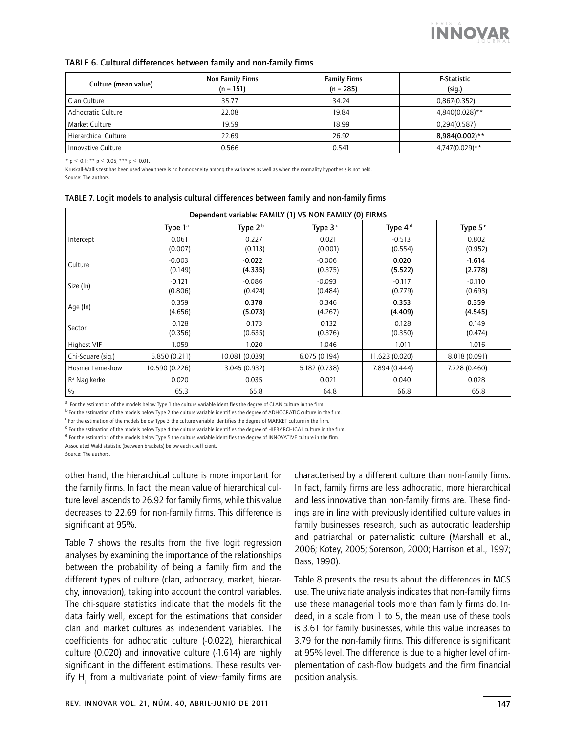**TABLE 6. Cultural differences between family and non-family firms**

| Culture (mean value) | Non Family Firms (n = 151) | Family Firms (n = 285) | F-Statistic (sig.) |
|---|---|---|---|
| Clan Culture | 35.77 | 34.24 | 0,867(0.352) |
| Adhocratic Culture | 22.08 | 19.84 | 4,840(0.028)** |
| Market Culture | 19.59 | 18.99 | 0,294(0.587) |
| Hierarchical Culture | 22.69 | 26.92 | **8,984(0.002)**** |
| Innovative Culture | 0.566 | 0.541 | 4,747(0.029)** |

* p ≤ 0.1; ** p ≤ 0.05; *** p ≤ 0.01.

Kruskall-Wallis test has been used when there is no homogeneity among the variances as well as when the normality hypothesis is not held.

Source: The authors.

**TABLE 7. Logit models to analysis cultural differences between family and non-family firms**

| Dependent variable: FAMILY (1) VS NON FAMILY (0) FIRMS | | | | | |
|---|---|---|---|---|---|
| | Type 1[a] | Type 2[b] | Type 3[c] | Type 4[d] | Type 5[e] |
| Intercept | 0.061 (0.007) | 0.227 (0.113) | 0.021 (0.001) | -0.513 (0.554) | 0.802 (0.952) |
| Culture | -0.003 (0.149) | **-0.022 (4.335)** | -0.006 (0.375) | **0.020 (5.522)** | **-1.614 (2.778)** |
| Size (ln) | -0.121 (0.806) | -0.086 (0.424) | -0.093 (0.484) | -0.117 (0.779) | -0.110 (0.693) |
| Age (ln) | 0.359 (4.656) | **0.378 (5.073)** | 0.346 (4.267) | **0.353 (4.409)** | **0.359 (4.545)** |
| Sector | 0.128 (0.356) | 0.173 (0.635) | 0.132 (0.376) | 0.128 (0.350) | 0.149 (0.474) |
| Highest VIF | 1.059 | 1.020 | 1.046 | 1.011 | 1.016 |
| Chi-Square (sig.) | 5.850 (0.211) | 10.081 (0.039) | 6.075 (0.194) | 11.623 (0.020) | 8.018 (0.091) |
| Hosmer Lemeshow | 10.590 (0.226) | 3.045 (0.932) | 5.182 (0.738) | 7.894 (0.444) | 7.728 (0.460) |
| $R^2$ Naglkerke | 0.020 | 0.035 | 0.021 | 0.040 | 0.028 |
| % | 65.3 | 65.8 | 64.8 | 66.8 | 65.8 |

[a] For the estimation of the models below Type 1 the culture variable identifies the degree of CLAN culture in the firm.

[b] For the estimation of the models below Type 2 the culture variable identifies the degree of ADHOCRATIC culture in the firm.

[c] For the estimation of the models below Type 3 the culture variable identifies the degree of MARKET culture in the firm.

[d] For the estimation of the models below Type 4 the culture variable identifies the degree of HIERARCHICAL culture in the firm.

[e] For the estimation of the models below Type 5 the culture variable identifies the degree of INNOVATIVE culture in the firm.

Associated Wald statistic (between brackets) below each coefficient.

Source: The authors.

other hand, the hierarchical culture is more important for the family firms. In fact, the mean value of hierarchical culture level ascends to 26.92 for family firms, while this value decreases to 22.69 for non-family firms. This difference is significant at 95%.

Table 7 shows the results from the five logit regression analyses by examining the importance of the relationships between the probability of being a family firm and the different types of culture (clan, adhocracy, market, hierarchy, innovation), taking into account the control variables. The chi-square statistics indicate that the models fit the data fairly well, except for the estimations that consider clan and market cultures as independent variables. The coefficients for adhocratic culture (-0.022), hierarchical culture (0.020) and innovative culture (-1.614) are highly significant in the different estimations. These results verify $H_1$ from a multivariate point of view–family firms are characterised by a different culture than non-family firms. In fact, family firms are less adhocratic, more hierarchical and less innovative than non-family firms are. These findings are in line with previously identified culture values in family businesses research, such as autocratic leadership and patriarchal or paternalistic culture (Marshall et al., 2006; Kotey, 2005; Sorenson, 2000; Harrison et al., 1997; Bass, 1990).

Table 8 presents the results about the differences in MCS use. The univariate analysis indicates that non-family firms use these managerial tools more than family firms do. Indeed, in a scale from 1 to 5, the mean use of these tools is 3.61 for family businesses, while this value increases to 3.79 for the non-family firms. This difference is significant at 95% level. The difference is due to a higher level of implementation of cash-flow budgets and the firm financial position analysis.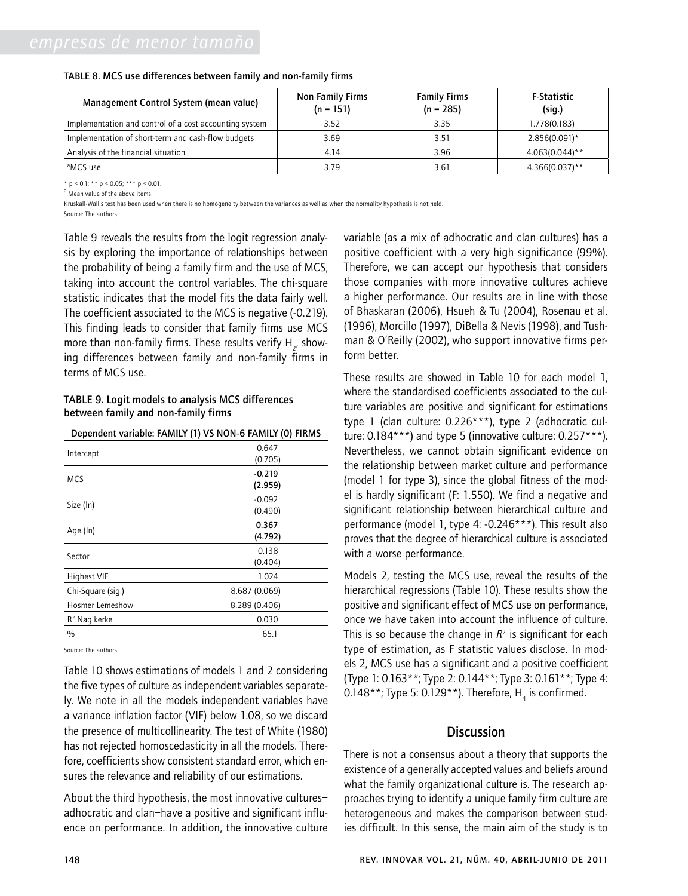TABLE 8. MCS use differences between family and non-family firms

| Management Control System (mean value) | Non Family Firms (n = 151) | Family Firms (n = 285) | F-Statistic (sig.) |
|---|---|---|---|
| Implementation and control of a cost accounting system | 3.52 | 3.35 | 1.778(0.183) |
| Implementation of short-term and cash-flow budgets | 3.69 | 3.51 | 2.856(0.091)* |
| Analysis of the financial situation | 4.14 | 3.96 | 4.063(0.044)** |
| [a]MCS use | 3.79 | 3.61 | 4.366(0.037)** |

* p ≤ 0.1; ** p ≤ 0.05; *** p ≤ 0.01.

[a] Mean value of the above items.

Kruskall-Wallis test has been used when there is no homogeneity between the variances as well as when the normality hypothesis is not held.

Source: The authors.

Table 9 reveals the results from the logit regression analysis by exploring the importance of relationships between the probability of being a family firm and the use of MCS, taking into account the control variables. The chi-square statistic indicates that the model fits the data fairly well. The coefficient associated to the MCS is negative (-0.219). This finding leads to consider that family firms use MCS more than non-family firms. These results verify $H_2$, showing differences between family and non-family firms in terms of MCS use.

TABLE 9. Logit models to analysis MCS differences between family and non-family firms

| Dependent variable: FAMILY (1) VS NON-6 FAMILY (0) FIRMS | |
|---|---|
| Intercept | 0.647 (0.705) |
| MCS | **-0.219 (2.959)** |
| Size (ln) | -0.092 (0.490) |
| Age (ln) | **0.367 (4.792)** |
| Sector | 0.138 (0.404) |
| Highest VIF | 1.024 |
| Chi-Square (sig.) | 8.687 (0.069) |
| Hosmer Lemeshow | 8.289 (0.406) |
| $R^2$ Naglkerke | 0.030 |
| % | 65.1 |

Source: The authors.

Table 10 shows estimations of models 1 and 2 considering the five types of culture as independent variables separately. We note in all the models independent variables have a variance inflation factor (VIF) below 1.08, so we discard the presence of multicollinearity. The test of White (1980) has not rejected homoscedasticity in all the models. Therefore, coefficients show consistent standard error, which ensures the relevance and reliability of our estimations.

About the third hypothesis, the most innovative cultures–adhocratic and clan–have a positive and significant influence on performance. In addition, the innovative culture variable (as a mix of adhocratic and clan cultures) has a positive coefficient with a very high significance (99%). Therefore, we can accept our hypothesis that considers those companies with more innovative cultures achieve a higher performance. Our results are in line with those of Bhaskaran (2006), Hsueh & Tu (2004), Rosenau et al. (1996), Morcillo (1997), DiBella & Nevis (1998), and Tushman & O'Reilly (2002), who support innovative firms perform better.

These results are showed in Table 10 for each model 1, where the standardised coefficients associated to the culture variables are positive and significant for estimations type 1 (clan culture: 0.226***), type 2 (adhocratic culture: 0.184***) and type 5 (innovative culture: 0.257***). Nevertheless, we cannot obtain significant evidence on the relationship between market culture and performance (model 1 for type 3), since the global fitness of the model is hardly significant (F: 1.550). We find a negative and significant relationship between hierarchical culture and performance (model 1, type 4: -0.246***). This result also proves that the degree of hierarchical culture is associated with a worse performance.

Models 2, testing the MCS use, reveal the results of the hierarchical regressions (Table 10). These results show the positive and significant effect of MCS use on performance, once we have taken into account the influence of culture. This is so because the change in $R^2$ is significant for each type of estimation, as F statistic values disclose. In models 2, MCS use has a significant and a positive coefficient (Type 1: 0.163**; Type 2: 0.144**; Type 3: 0.161**; Type 4: 0.148**; Type 5: 0.129**). Therefore, $H_4$ is confirmed.

## Discussion

There is not a consensus about a theory that supports the existence of a generally accepted values and beliefs around what the family organizational culture is. The research approaches trying to identify a unique family firm culture are heterogeneous and makes the comparison between studies difficult. In this sense, the main aim of the study is to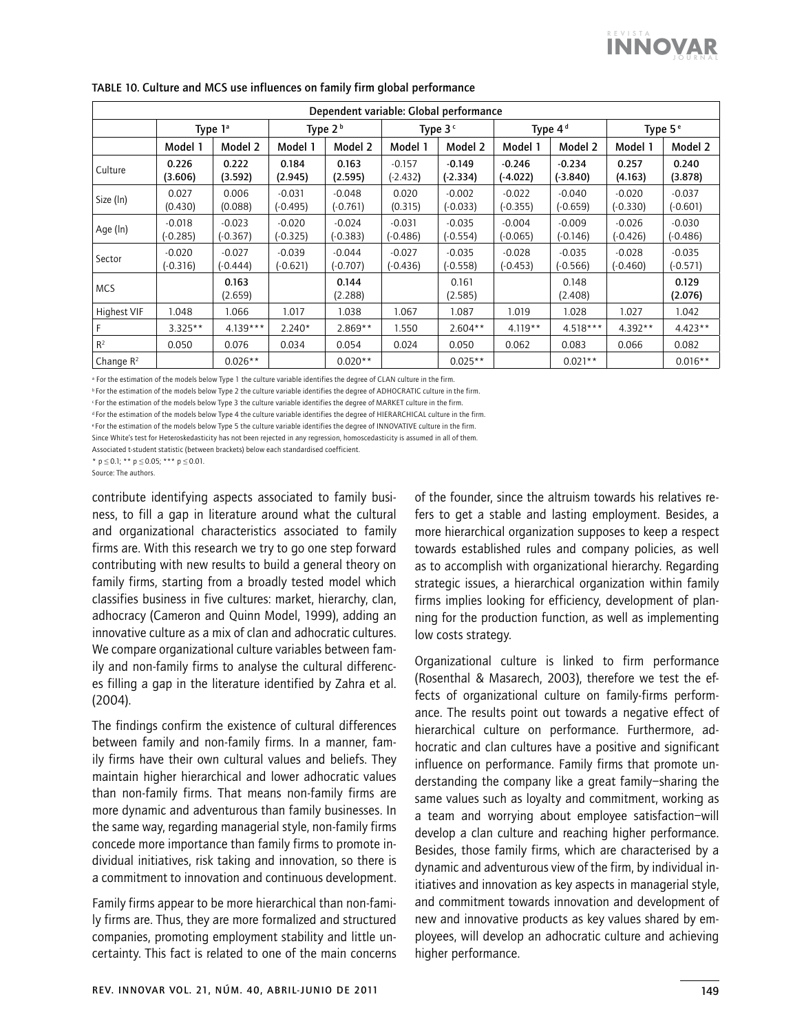TABLE 10. Culture and MCS use influences on family firm global performance

| Dependent variable: Global performance | | | | | | | | | | |
|---|---|---|---|---|---|---|---|---|---|---|
| | Type 1[a] | | Type 2[b] | | Type 3[c] | | Type 4[d] | | Type 5[e] | |
| | Model 1 | Model 2 | Model 1 | Model 2 | Model 1 | Model 2 | Model 1 | Model 2 | Model 1 | Model 2 |
| Culture | **0.226 (3.606)** | **0.222 (3.592)** | **0.184 (2.945)** | **0.163 (2.595)** | -0.157 (-2.432) | **-0.149 (-2.334)** | **-0.246 (-4.022)** | **-0.234 (-3.840)** | **0.257 (4.163)** | **0.240 (3.878)** |
| Size (ln) | 0.027 (0.430) | 0.006 (0.088) | -0.031 (-0.495) | -0.048 (-0.761) | 0.020 (0.315) | -0.002 (-0.033) | -0.022 (-0.355) | -0.040 (-0.659) | -0.020 (-0.330) | -0.037 (-0.601) |
| Age (ln) | -0.018 (-0.285) | -0.023 (-0.367) | -0.020 (-0.325) | -0.024 (-0.383) | -0.031 (-0.486) | -0.035 (-0.554) | -0.004 (-0.065) | -0.009 (-0.146) | -0.026 (-0.426) | -0.030 (-0.486) |
| Sector | -0.020 (-0.316) | -0.027 (-0.444) | -0.039 (-0.621) | -0.044 (-0.707) | -0.027 (-0.436) | -0.035 (-0.558) | -0.028 (-0.453) | -0.035 (-0.566) | -0.028 (-0.460) | -0.035 (-0.571) |
| MCS | | **0.163 (2.659)** | | **0.144 (2.288)** | | 0.161 (2.585) | | 0.148 (2.408) | | **0.129 (2.076)** |
| Highest VIF | 1.048 | 1.066 | 1.017 | 1.038 | 1.067 | 1.087 | 1.019 | 1.028 | 1.027 | 1.042 |
| F | 3.325** | 4.139*** | 2.240* | 2.869** | 1.550 | 2.604** | 4.119** | 4.518*** | 4.392** | 4.423** |
| $R^2$ | 0.050 | 0.076 | 0.034 | 0.054 | 0.024 | 0.050 | 0.062 | 0.083 | 0.066 | 0.082 |
| Change $R^2$ | | 0.026** | | 0.020** | | 0.025** | | 0.021** | | 0.016** |

[a] For the estimation of the models below Type 1 the culture variable identifies the degree of CLAN culture in the firm.
[b] For the estimation of the models below Type 2 the culture variable identifies the degree of ADHOCRATIC culture in the firm.
[c] For the estimation of the models below Type 3 the culture variable identifies the degree of MARKET culture in the firm.
[d] For the estimation of the models below Type 4 the culture variable identifies the degree of HIERARCHICAL culture in the firm.
[e] For the estimation of the models below Type 5 the culture variable identifies the degree of INNOVATIVE culture in the firm.
Since White's test for Heteroskedasticity has not been rejected in any regression, homoscedasticity is assumed in all of them.
Associated t-student statistic (between brackets) below each standardised coefficient.
* $p \leq 0.1$; ** $p \leq 0.05$; *** $p \leq 0.01$.
Source: The authors.

contribute identifying aspects associated to family business, to fill a gap in literature around what the cultural and organizational characteristics associated to family firms are. With this research we try to go one step forward contributing with new results to build a general theory on family firms, starting from a broadly tested model which classifies business in five cultures: market, hierarchy, clan, adhocracy (Cameron and Quinn Model, 1999), adding an innovative culture as a mix of clan and adhocratic cultures. We compare organizational culture variables between family and non-family firms to analyse the cultural differences filling a gap in the literature identified by Zahra et al. (2004).

The findings confirm the existence of cultural differences between family and non-family firms. In a manner, family firms have their own cultural values and beliefs. They maintain higher hierarchical and lower adhocratic values than non-family firms. That means non-family firms are more dynamic and adventurous than family businesses. In the same way, regarding managerial style, non-family firms concede more importance than family firms to promote individual initiatives, risk taking and innovation, so there is a commitment to innovation and continuous development.

Family firms appear to be more hierarchical than non-family firms are. Thus, they are more formalized and structured companies, promoting employment stability and little uncertainty. This fact is related to one of the main concerns of the founder, since the altruism towards his relatives refers to get a stable and lasting employment. Besides, a more hierarchical organization supposes to keep a respect towards established rules and company policies, as well as to accomplish with organizational hierarchy. Regarding strategic issues, a hierarchical organization within family firms implies looking for efficiency, development of planning for the production function, as well as implementing low costs strategy.

Organizational culture is linked to firm performance (Rosenthal & Masarech, 2003), therefore we test the effects of organizational culture on family-firms performance. The results point out towards a negative effect of hierarchical culture on performance. Furthermore, adhocratic and clan cultures have a positive and significant influence on performance. Family firms that promote understanding the company like a great family–sharing the same values such as loyalty and commitment, working as a team and worrying about employee satisfaction–will develop a clan culture and reaching higher performance. Besides, those family firms, which are characterised by a dynamic and adventurous view of the firm, by individual initiatives and innovation as key aspects in managerial style, and commitment towards innovation and development of new and innovative products as key values shared by employees, will develop an adhocratic culture and achieving higher performance.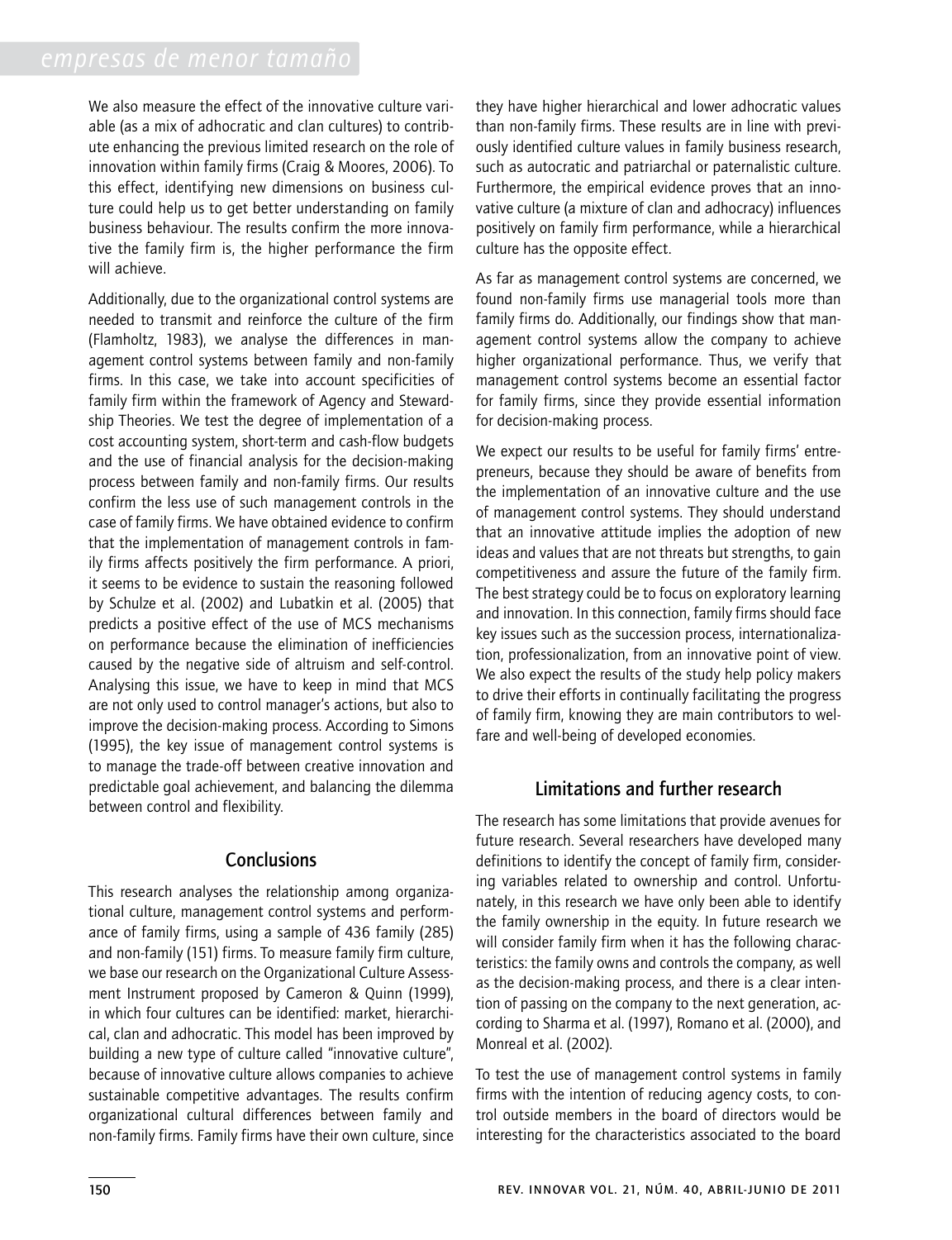We also measure the effect of the innovative culture variable (as a mix of adhocratic and clan cultures) to contribute enhancing the previous limited research on the role of innovation within family firms (Craig & Moores, 2006). To this effect, identifying new dimensions on business culture could help us to get better understanding on family business behaviour. The results confirm the more innovative the family firm is, the higher performance the firm will achieve.

Additionally, due to the organizational control systems are needed to transmit and reinforce the culture of the firm (Flamholtz, 1983), we analyse the differences in management control systems between family and non-family firms. In this case, we take into account specificities of family firm within the framework of Agency and Stewardship Theories. We test the degree of implementation of a cost accounting system, short-term and cash-flow budgets and the use of financial analysis for the decision-making process between family and non-family firms. Our results confirm the less use of such management controls in the case of family firms. We have obtained evidence to confirm that the implementation of management controls in family firms affects positively the firm performance. A priori, it seems to be evidence to sustain the reasoning followed by Schulze et al. (2002) and Lubatkin et al. (2005) that predicts a positive effect of the use of MCS mechanisms on performance because the elimination of inefficiencies caused by the negative side of altruism and self-control. Analysing this issue, we have to keep in mind that MCS are not only used to control manager's actions, but also to improve the decision-making process. According to Simons (1995), the key issue of management control systems is to manage the trade-off between creative innovation and predictable goal achievement, and balancing the dilemma between control and flexibility.

## Conclusions

This research analyses the relationship among organizational culture, management control systems and performance of family firms, using a sample of 436 family (285) and non-family (151) firms. To measure family firm culture, we base our research on the Organizational Culture Assessment Instrument proposed by Cameron & Quinn (1999), in which four cultures can be identified: market, hierarchical, clan and adhocratic. This model has been improved by building a new type of culture called "innovative culture", because of innovative culture allows companies to achieve sustainable competitive advantages. The results confirm organizational cultural differences between family and non-family firms. Family firms have their own culture, since they have higher hierarchical and lower adhocratic values than non-family firms. These results are in line with previously identified culture values in family business research, such as autocratic and patriarchal or paternalistic culture. Furthermore, the empirical evidence proves that an innovative culture (a mixture of clan and adhocracy) influences positively on family firm performance, while a hierarchical culture has the opposite effect.

As far as management control systems are concerned, we found non-family firms use managerial tools more than family firms do. Additionally, our findings show that management control systems allow the company to achieve higher organizational performance. Thus, we verify that management control systems become an essential factor for family firms, since they provide essential information for decision-making process.

We expect our results to be useful for family firms' entrepreneurs, because they should be aware of benefits from the implementation of an innovative culture and the use of management control systems. They should understand that an innovative attitude implies the adoption of new ideas and values that are not threats but strengths, to gain competitiveness and assure the future of the family firm. The best strategy could be to focus on exploratory learning and innovation. In this connection, family firms should face key issues such as the succession process, internationalization, professionalization, from an innovative point of view. We also expect the results of the study help policy makers to drive their efforts in continually facilitating the progress of family firm, knowing they are main contributors to welfare and well-being of developed economies.

## Limitations and further research

The research has some limitations that provide avenues for future research. Several researchers have developed many definitions to identify the concept of family firm, considering variables related to ownership and control. Unfortunately, in this research we have only been able to identify the family ownership in the equity. In future research we will consider family firm when it has the following characteristics: the family owns and controls the company, as well as the decision-making process, and there is a clear intention of passing on the company to the next generation, according to Sharma et al. (1997), Romano et al. (2000), and Monreal et al. (2002).

To test the use of management control systems in family firms with the intention of reducing agency costs, to control outside members in the board of directors would be interesting for the characteristics associated to the board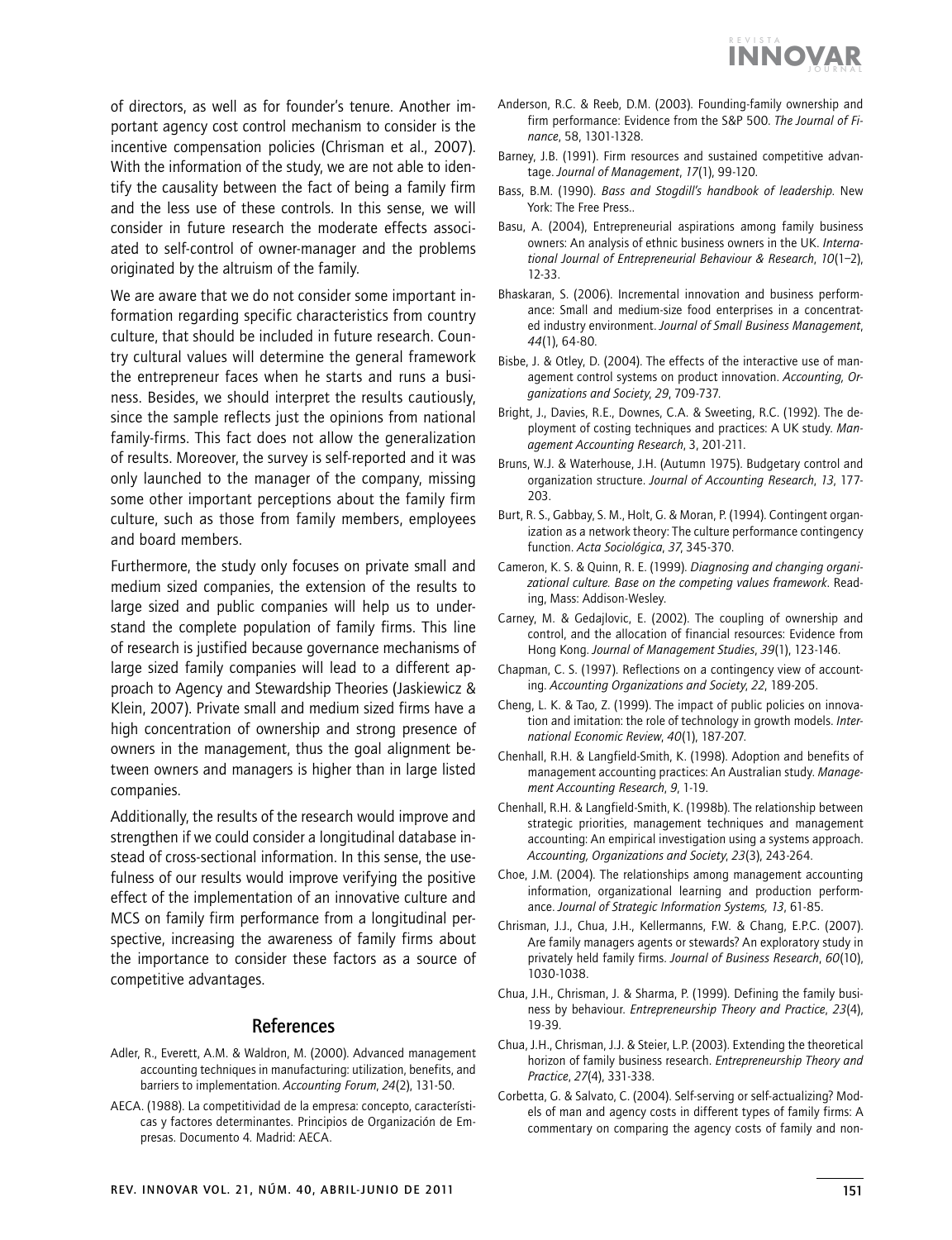of directors, as well as for founder's tenure. Another important agency cost control mechanism to consider is the incentive compensation policies (Chrisman et al., 2007). With the information of the study, we are not able to identify the causality between the fact of being a family firm and the less use of these controls. In this sense, we will consider in future research the moderate effects associated to self-control of owner-manager and the problems originated by the altruism of the family.

We are aware that we do not consider some important information regarding specific characteristics from country culture, that should be included in future research. Country cultural values will determine the general framework the entrepreneur faces when he starts and runs a business. Besides, we should interpret the results cautiously, since the sample reflects just the opinions from national family-firms. This fact does not allow the generalization of results. Moreover, the survey is self-reported and it was only launched to the manager of the company, missing some other important perceptions about the family firm culture, such as those from family members, employees and board members.

Furthermore, the study only focuses on private small and medium sized companies, the extension of the results to large sized and public companies will help us to understand the complete population of family firms. This line of research is justified because governance mechanisms of large sized family companies will lead to a different approach to Agency and Stewardship Theories (Jaskiewicz & Klein, 2007). Private small and medium sized firms have a high concentration of ownership and strong presence of owners in the management, thus the goal alignment between owners and managers is higher than in large listed companies.

Additionally, the results of the research would improve and strengthen if we could consider a longitudinal database instead of cross-sectional information. In this sense, the usefulness of our results would improve verifying the positive effect of the implementation of an innovative culture and MCS on family firm performance from a longitudinal perspective, increasing the awareness of family firms about the importance to consider these factors as a source of competitive advantages.

## References

Adler, R., Everett, A.M. & Waldron, M. (2000). Advanced management accounting techniques in manufacturing: utilization, benefits, and barriers to implementation. *Accounting Forum*, *24*(2), 131-50.

AECA. (1988). La competitividad de la empresa: concepto, características y factores determinantes. Principios de Organización de Empresas. Documento 4. Madrid: AECA.

Anderson, R.C. & Reeb, D.M. (2003). Founding-family ownership and firm performance: Evidence from the S&P 500. *The Journal of Finance*, 58, 1301-1328.

Barney, J.B. (1991). Firm resources and sustained competitive advantage. *Journal of Management*, *17*(1), 99-120.

Bass, B.M. (1990). *Bass and Stogdill's handbook of leadership*. New York: The Free Press..

Basu, A. (2004), Entrepreneurial aspirations among family business owners: An analysis of ethnic business owners in the UK. *International Journal of Entrepreneurial Behaviour & Research*, *10*(1–2), 12-33.

Bhaskaran, S. (2006). Incremental innovation and business performance: Small and medium-size food enterprises in a concentrated industry environment. *Journal of Small Business Management*, *44*(1), 64-80.

Bisbe, J. & Otley, D. (2004). The effects of the interactive use of management control systems on product innovation. *Accounting, Organizations and Society*, *29*, 709-737.

Bright, J., Davies, R.E., Downes, C.A. & Sweeting, R.C. (1992). The deployment of costing techniques and practices: A UK study. *Management Accounting Research*, 3, 201-211.

Bruns, W.J. & Waterhouse, J.H. (Autumn 1975). Budgetary control and organization structure. *Journal of Accounting Research*, *13*, 177-203.

Burt, R. S., Gabbay, S. M., Holt, G. & Moran, P. (1994). Contingent organization as a network theory: The culture performance contingency function. *Acta Sociológica*, *37*, 345-370.

Cameron, K. S. & Quinn, R. E. (1999). *Diagnosing and changing organizational culture. Base on the competing values framework*. Reading, Mass: Addison-Wesley.

Carney, M. & Gedajlovic, E. (2002). The coupling of ownership and control, and the allocation of financial resources: Evidence from Hong Kong. *Journal of Management Studies*, *39*(1), 123-146.

Chapman, C. S. (1997). Reflections on a contingency view of accounting. *Accounting Organizations and Society*, *22*, 189-205.

Cheng, L. K. & Tao, Z. (1999). The impact of public policies on innovation and imitation: the role of technology in growth models. *International Economic Review*, *40*(1), 187-207.

Chenhall, R.H. & Langfield-Smith, K. (1998). Adoption and benefits of management accounting practices: An Australian study. *Management Accounting Research*, *9*, 1-19.

Chenhall, R.H. & Langfield-Smith, K. (1998b). The relationship between strategic priorities, management techniques and management accounting: An empirical investigation using a systems approach. *Accounting, Organizations and Society*, *23*(3), 243-264.

Choe, J.M. (2004). The relationships among management accounting information, organizational learning and production performance. *Journal of Strategic Information Systems, 13*, 61-85.

Chrisman, J.J., Chua, J.H., Kellermanns, F.W. & Chang, E.P.C. (2007). Are family managers agents or stewards? An exploratory study in privately held family firms. *Journal of Business Research*, *60*(10), 1030-1038.

Chua, J.H., Chrisman, J. & Sharma, P. (1999). Defining the family business by behaviour. *Entrepreneurship Theory and Practice*, *23*(4), 19-39.

Chua, J.H., Chrisman, J.J. & Steier, L.P. (2003). Extending the theoretical horizon of family business research. *Entrepreneurship Theory and Practice*, *27*(4), 331-338.

Corbetta, G. & Salvato, C. (2004). Self-serving or self-actualizing? Models of man and agency costs in different types of family firms: A commentary on comparing the agency costs of family and non-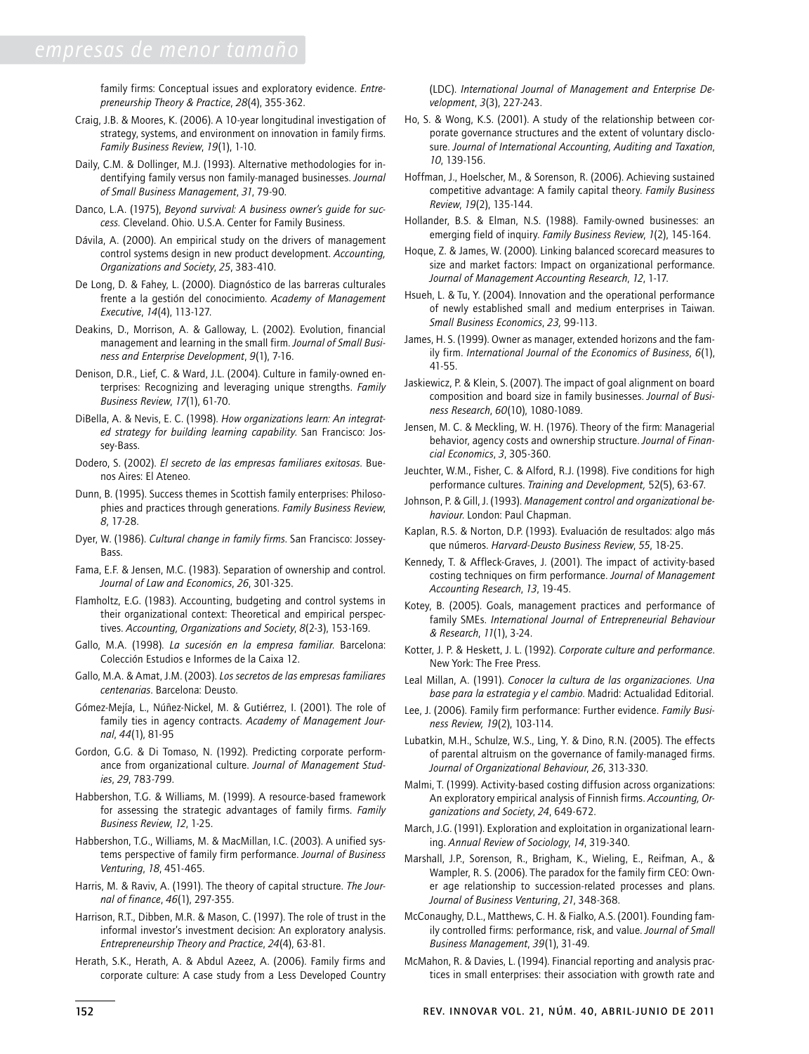family firms: Conceptual issues and exploratory evidence. *Entrepreneurship Theory & Practice*, *28*(4), 355-362.

Craig, J.B. & Moores, K. (2006). A 10-year longitudinal investigation of strategy, systems, and environment on innovation in family firms. *Family Business Review*, *19*(1), 1-10.

Daily, C.M. & Dollinger, M.J. (1993). Alternative methodologies for identifying family versus non family-managed businesses. *Journal of Small Business Management*, *31*, 79-90.

Danco, L.A. (1975), *Beyond survival: A business owner's guide for success.* Cleveland. Ohio. U.S.A. Center for Family Business.

Dávila, A. (2000). An empirical study on the drivers of management control systems design in new product development. *Accounting, Organizations and Society*, *25*, 383-410.

De Long, D. & Fahey, L. (2000). Diagnóstico de las barreras culturales frente a la gestión del conocimiento. *Academy of Management Executive*, *14*(4), 113-127.

Deakins, D., Morrison, A. & Galloway, L. (2002). Evolution, financial management and learning in the small firm. *Journal of Small Business and Enterprise Development*, *9*(1), 7-16.

Denison, D.R., Lief, C. & Ward, J.L. (2004). Culture in family-owned enterprises: Recognizing and leveraging unique strengths. *Family Business Review*, *17*(1), 61-70.

DiBella, A. & Nevis, E. C. (1998). *How organizations learn: An integrated strategy for building learning capability.* San Francisco: Jossey-Bass.

Dodero, S. (2002). *El secreto de las empresas familiares exitosas.* Buenos Aires: El Ateneo.

Dunn, B. (1995). Success themes in Scottish family enterprises: Philosophies and practices through generations. *Family Business Review*, *8*, 17-28.

Dyer, W. (1986). *Cultural change in family firms.* San Francisco: Jossey-Bass.

Fama, E.F. & Jensen, M.C. (1983). Separation of ownership and control. *Journal of Law and Economics*, *26*, 301-325.

Flamholtz, E.G. (1983). Accounting, budgeting and control systems in their organizational context: Theoretical and empirical perspectives. *Accounting, Organizations and Society*, *8*(2-3), 153-169.

Gallo, M.A. (1998). *La sucesión en la empresa familiar.* Barcelona: Colección Estudios e Informes de la Caixa 12.

Gallo, M.A. & Amat, J.M. (2003). *Los secretos de las empresas familiares centenarias*. Barcelona: Deusto.

Gómez-Mejía, L., Núñez-Nickel, M. & Gutiérrez, I. (2001). The role of family ties in agency contracts. *Academy of Management Journal*, *44*(1), 81-95

Gordon, G.G. & Di Tomaso, N. (1992). Predicting corporate performance from organizational culture. *Journal of Management Studies*, *29*, 783-799.

Habbershon, T.G. & Williams, M. (1999). A resource-based framework for assessing the strategic advantages of family firms. *Family Business Review*, *12*, 1-25.

Habbershon, T.G., Williams, M. & MacMillan, I.C. (2003). A unified systems perspective of family firm performance. *Journal of Business Venturing*, *18*, 451-465.

Harris, M. & Raviv, A. (1991). The theory of capital structure. *The Journal of finance*, *46*(1), 297-355.

Harrison, R.T., Dibben, M.R. & Mason, C. (1997). The role of trust in the informal investor's investment decision: An exploratory analysis. *Entrepreneurship Theory and Practice*, *24*(4), 63-81.

Herath, S.K., Herath, A. & Abdul Azeez, A. (2006). Family firms and corporate culture: A case study from a Less Developed Country (LDC). *International Journal of Management and Enterprise Development*, *3*(3), 227-243.

Ho, S. & Wong, K.S. (2001). A study of the relationship between corporate governance structures and the extent of voluntary disclosure. *Journal of International Accounting, Auditing and Taxation*, *10*, 139-156.

Hoffman, J., Hoelscher, M., & Sorenson, R. (2006). Achieving sustained competitive advantage: A family capital theory. *Family Business Review*, *19*(2), 135-144.

Hollander, B.S. & Elman, N.S. (1988). Family-owned businesses: an emerging field of inquiry. *Family Business Review*, *1*(2), 145-164.

Hoque, Z. & James, W. (2000). Linking balanced scorecard measures to size and market factors: Impact on organizational performance. *Journal of Management Accounting Research*, *12*, 1-17.

Hsueh, L. & Tu, Y. (2004). Innovation and the operational performance of newly established small and medium enterprises in Taiwan. *Small Business Economics*, *23*, 99-113.

James, H. S. (1999). Owner as manager, extended horizons and the family firm. *International Journal of the Economics of Business*, *6*(1), 41-55.

Jaskiewicz, P. & Klein, S. (2007). The impact of goal alignment on board composition and board size in family businesses. *Journal of Business Research*, *60*(10), 1080-1089.

Jensen, M. C. & Meckling, W. H. (1976). Theory of the firm: Managerial behavior, agency costs and ownership structure. *Journal of Financial Economics*, *3*, 305-360.

Jeuchter, W.M., Fisher, C. & Alford, R.J. (1998). Five conditions for high performance cultures. *Training and Development,* 52(5), 63-67.

Johnson, P. & Gill, J. (1993). *Management control and organizational behaviour.* London: Paul Chapman.

Kaplan, R.S. & Norton, D.P. (1993). Evaluación de resultados: algo más que números. *Harvard-Deusto Business Review*, *55*, 18-25.

Kennedy, T. & Affleck-Graves, J. (2001). The impact of activity-based costing techniques on firm performance. *Journal of Management Accounting Research*, *13*, 19-45.

Kotey, B. (2005). Goals, management practices and performance of family SMEs. *International Journal of Entrepreneurial Behaviour & Research*, *11*(1), 3-24.

Kotter, J. P. & Heskett, J. L. (1992). *Corporate culture and performance.* New York: The Free Press.

Leal Millan, A. (1991). *Conocer la cultura de las organizaciones. Una base para la estrategia y el cambio.* Madrid: Actualidad Editorial.

Lee, J. (2006). Family firm performance: Further evidence. *Family Business Review, 19*(2), 103-114.

Lubatkin, M.H., Schulze, W.S., Ling, Y. & Dino, R.N. (2005). The effects of parental altruism on the governance of family-managed firms. *Journal of Organizational Behaviour*, *26*, 313-330.

Malmi, T. (1999). Activity-based costing diffusion across organizations: An exploratory empirical analysis of Finnish firms. *Accounting, Organizations and Society*, *24*, 649-672.

March, J.G. (1991). Exploration and exploitation in organizational learning. *Annual Review of Sociology*, *14*, 319-340.

Marshall, J.P., Sorenson, R., Brigham, K., Wieling, E., Reifman, A., & Wampler, R. S. (2006). The paradox for the family firm CEO: Owner age relationship to succession-related processes and plans. *Journal of Business Venturing*, *21*, 348-368.

McConaughy, D.L., Matthews, C. H. & Fialko, A.S. (2001). Founding family controlled firms: performance, risk, and value. *Journal of Small Business Management*, *39*(1), 31-49.

McMahon, R. & Davies, L. (1994). Financial reporting and analysis practices in small enterprises: their association with growth rate and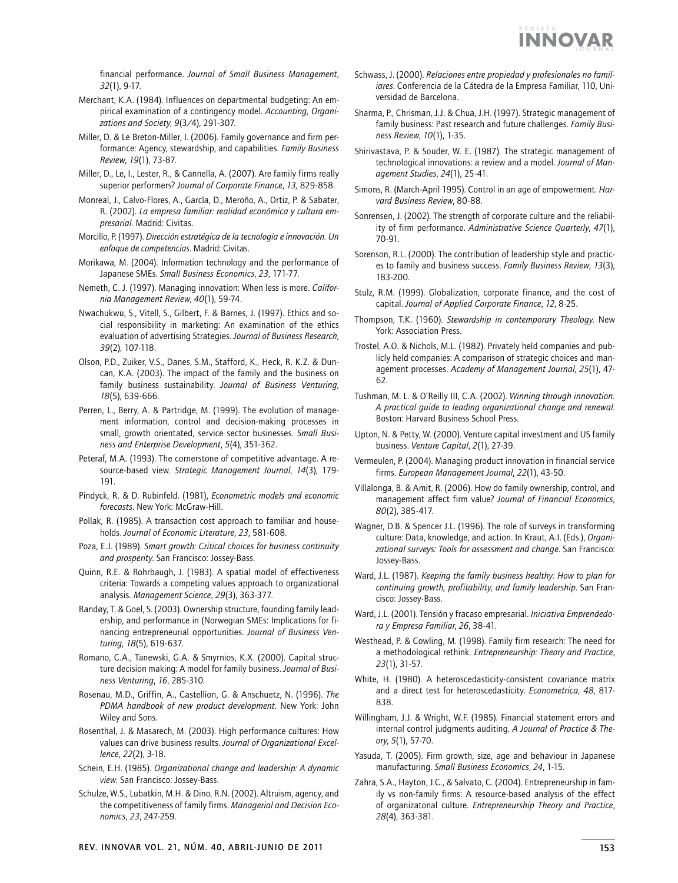financial performance. *Journal of Small Business Management*, *32*(1), 9-17.

Merchant, K.A. (1984). Influences on departmental budgeting: An empirical examination of a contingency model. *Accounting, Organizations and Society*, *9*(3/4), 291-307.

Miller, D. & Le Breton-Miller, I. (2006). Family governance and firm performance: Agency, stewardship, and capabilities. *Family Business Review*, *19*(1), 73-87.

Miller, D., Le, I., Lester, R., & Cannella, A. (2007). Are family firms really superior performers? *Journal of Corporate Finance*, *13,* 829-858.

Monreal, J., Calvo-Flores, A., García, D., Meroño, A., Ortiz, P. & Sabater, R. (2002). *La empresa familiar: realidad económica y cultura empresarial*. Madrid: Civitas.

Morcillo, P. (1997). *Dirección estratégica de la tecnología e innovación. Un enfoque de competencias*. Madrid: Civitas.

Morikawa, M. (2004). Information technology and the performance of Japanese SMEs. *Small Business Economics*, *23*, 171-77.

Nemeth, C. J. (1997). Managing innovation: When less is more. *California Management Review*, *40*(1), 59-74.

Nwachukwu, S., Vitell, S., Gilbert, F. & Barnes, J. (1997). Ethics and social responsibility in marketing: An examination of the ethics evaluation of advertising Strategies. *Journal of Business Research*, *39*(2), 107-118.

Olson, P.D., Zuiker, V.S., Danes, S.M., Stafford, K., Heck, R. K.Z. & Duncan, K.A. (2003). The impact of the family and the business on family business sustainability. *Journal of Business Venturing*, *18*(5), 639-666.

Perren, L., Berry, A. & Partridge, M. (1999). The evolution of management information, control and decision-making processes in small, growth orientated, service sector businesses. *Small Business and Enterprise Development*, *5*(4), 351-362.

Peteraf, M.A. (1993). The cornerstone of competitive advantage. A resource-based view. *Strategic Management Journal*, *14*(3), 179-191.

Pindyck, R. & D. Rubinfeld. (1981), *Econometric models and economic forecasts*. New York: McGraw-Hill.

Pollak, R. (1985). A transaction cost approach to familiar and households. *Journal of Economic Literature*, *23*, 581-608.

Poza, E.J. (1989). *Smart growth: Critical choices for business continuity and prosperity*. San Francisco: Jossey-Bass.

Quinn, R.E. & Rohrbaugh, J. (1983). A spatial model of effectiveness criteria: Towards a competing values approach to organizational analysis. *Management Science*, *29*(3), 363-377.

Randøy, T. & Goel, S. (2003). Ownership structure, founding family leadership, and performance in (Norwegian SMEs: Implications for financing entrepreneurial opportunities. *Journal of Business Venturing*, *18*(5), 619-637.

Romano, C.A., Tanewski, G.A. & Smyrnios, K.X. (2000). Capital structure decision making: A model for family business. *Journal of Business Venturing*, *16*, 285-310.

Rosenau, M.D., Griffin, A., Castellion, G. & Anschuetz, N. (1996). *The PDMA handbook of new product development*. New York: John Wiley and Sons.

Rosenthal, J. & Masarech, M. (2003). High performance cultures: How values can drive business results. *Journal of Organizational Excellence*, *22*(2), 3-18.

Schein, E.H. (1985). *Organizational change and leadership: A dynamic view.* San Francisco: Jossey-Bass.

Schulze, W.S., Lubatkin, M.H. & Dino, R.N. (2002). Altruism, agency, and the competitiveness of family firms. *Managerial and Decision Economics*, *23*, 247-259.

Schwass, J. (2000). *Relaciones entre propiedad y profesionales no familiares*. Conferencia de la Cátedra de la Empresa Familiar, 110, Universidad de Barcelona.

Sharma, P., Chrisman, J.J. & Chua, J.H. (1997). Strategic management of family business: Past research and future challenges. *Family Business Review*, *10*(1), 1-35.

Shirivastava, P. & Souder, W. E. (1987). The strategic management of technological innovations: a review and a model. *Journal of Management Studies*, *24*(1), 25-41.

Simons, R. (March-April 1995). Control in an age of empowerment. *Harvard Business Review*, 80-88.

Sonrensen, J. (2002). The strength of corporate culture and the reliability of firm performance. *Administrative Science Quarterly*, *47*(1), 70-91.

Sorenson, R.L. (2000). The contribution of leadership style and practices to family and business success. *Family Business Review*, *13*(3), 183-200.

Stulz, R.M. (1999). Globalization, corporate finance, and the cost of capital. *Journal of Applied Corporate Finance*, *12*, 8-25.

Thompson, T.K. (1960). *Stewardship in contemporary Theology*. New York: Association Press.

Trostel, A.O. & Nichols, M.L. (1982). Privately held companies and publicly held companies: A comparison of strategic choices and management processes. *Academy of Management Journal*, *25*(1), 47-62.

Tushman, M. L. & O'Reilly III, C.A. (2002). *Winning through innovation. A practical guide to leading organizational change and renewal.* Boston: Harvard Business School Press.

Upton, N. & Petty, W. (2000). Venture capital investment and US family business. *Venture Capital*, *2*(1), 27-39.

Vermeulen, P. (2004). Managing product innovation in financial service firms. *European Management Journal*, *22*(1), 43-50.

Villalonga, B. & Amit, R. (2006). How do family ownership, control, and management affect firm value? *Journal of Financial Economics*, *80*(2), 385-417.

Wagner, D.B. & Spencer J.L. (1996). The role of surveys in transforming culture: Data, knowledge, and action. In Kraut, A.I. (Eds.), *Organizational surveys: Tools for assessment and change*. San Francisco: Jossey-Bass.

Ward, J.L. (1987). *Keeping the family business healthy: How to plan for continuing growth, profitability, and family leadership*. San Francisco: Jossey-Bass.

Ward, J.L. (2001). Tensión y fracaso empresarial. *Iniciativa Emprendedora y Empresa Familiar*, *26*, 38-41.

Westhead, P. & Cowling, M. (1998). Family firm research: The need for a methodological rethink. *Entrepreneurship: Theory and Practice*, *23*(1), 31-57.

White, H. (1980). A heteroscedasticity-consistent covariance matrix and a direct test for heteroscedasticity. *Econometrica*, *48*, 817-838.

Willingham, J.J. & Wright, W.F. (1985). Financial statement errors and internal control judgments auditing. *A Journal of Practice & Theory*, *5*(1), 57-70.

Yasuda, T. (2005). Firm growth, size, age and behaviour in Japanese manufacturing. *Small Business Economics*, *24*, 1-15.

Zahra, S.A., Hayton, J.C., & Salvato, C. (2004). Entrepreneurship in family vs non-family firms: A resource-based analysis of the effect of organizatonal culture. *Entrepreneurship Theory and Practice*, *28*(4), 363-381.